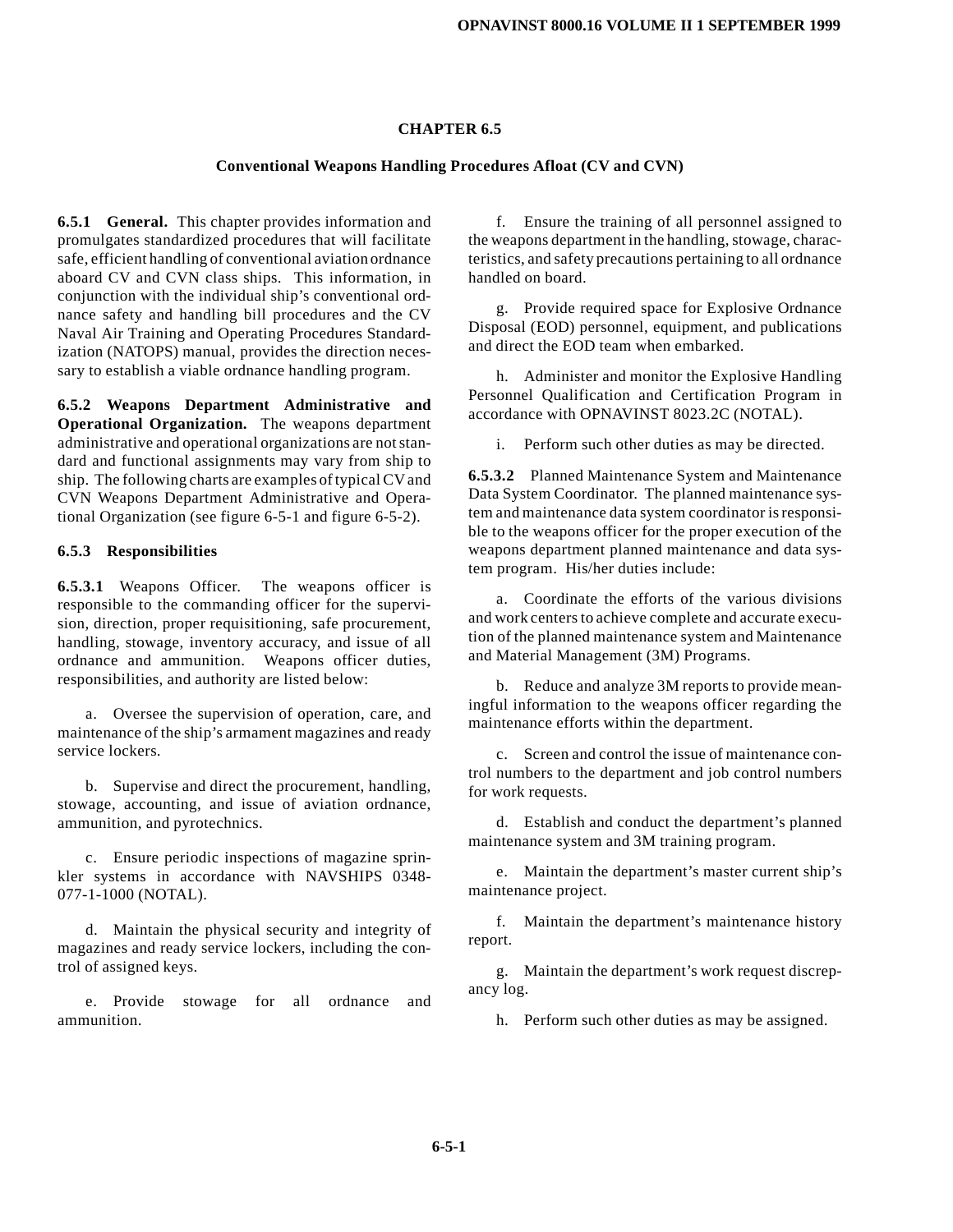# CHAPTER 6.5

## Conventional Weapons Handling Procedures Afloat (CV and CVN)

**6.5.1 General.** This chapter provides information and promulgates standardized procedures that will facilitate safe, efficient handling of conventional aviation ordnance aboard CV and CVN class ships. This information, in conjunction with the individual ship's conventional ordnance safety and handling bill procedures and the CV Naval Air Training and Operating Procedures Standardization (NATOPS) manual, provides the direction necessary to establish a viable ordnance handling program.

**6.5.2 Weapons Department Administrative and Operational Organization.** The weapons department administrative and operational organizations are not standard and functional assignments may vary from ship to ship. The following charts are examples of typical CV and CVN Weapons Department Administrative and Operational Organization (see figure 6-5-1 and figure 6-5-2).

**6.5.3 Responsibilities**

**6.5.3.1** Weapons Officer. The weapons officer is responsible to the commanding officer for the supervision, direction, proper requisitioning, safe procurement, handling, stowage, inventory accuracy, and issue of all ordnance and ammunition. Weapons officer duties, responsibilities, and authority are listed below:

a. Oversee the supervision of operation, care, and maintenance of the ship's armament magazines and ready service lockers.

b. Supervise and direct the procurement, handling, stowage, accounting, and issue of aviation ordnance, ammunition, and pyrotechnics.

c. Ensure periodic inspections of magazine sprinkler systems in accordance with NAVSHIPS 0348-077-1-1000 (NOTAL).

d. Maintain the physical security and integrity of magazines and ready service lockers, including the control of assigned keys.

e. Provide stowage for all ordnance and ammunition.

f. Ensure the training of all personnel assigned to the weapons department in the handling, stowage, characteristics, and safety precautions pertaining to all ordnance handled on board.

g. Provide required space for Explosive Ordnance Disposal (EOD) personnel, equipment, and publications and direct the EOD team when embarked.

h. Administer and monitor the Explosive Handling Personnel Qualification and Certification Program in accordance with OPNAVINST 8023.2C (NOTAL).

i. Perform such other duties as may be directed.

**6.5.3.2** Planned Maintenance System and Maintenance Data System Coordinator. The planned maintenance system and maintenance data system coordinator is responsible to the weapons officer for the proper execution of the weapons department planned maintenance and data system program. His/her duties include:

a. Coordinate the efforts of the various divisions and work centers to achieve complete and accurate execution of the planned maintenance system and Maintenance and Material Management (3M) Programs.

b. Reduce and analyze 3M reports to provide meaningful information to the weapons officer regarding the maintenance efforts within the department.

c. Screen and control the issue of maintenance control numbers to the department and job control numbers for work requests.

d. Establish and conduct the department's planned maintenance system and 3M training program.

e. Maintain the department's master current ship's maintenance project.

f. Maintain the department's maintenance history report.

g. Maintain the department's work request discrepancy log.

h. Perform such other duties as may be assigned.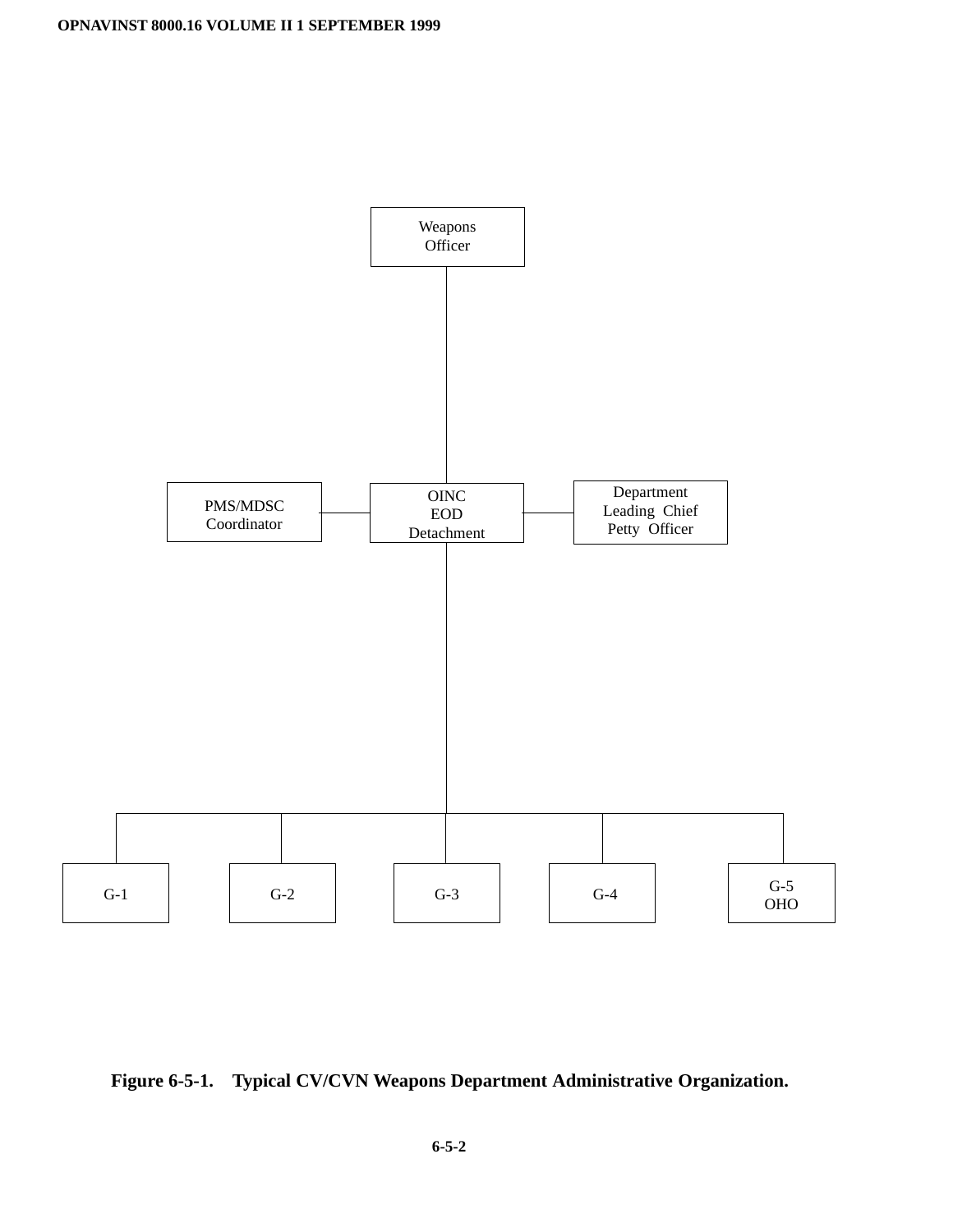Weapons Officer

PMS/MDSC Coordinator

OINC EOD Detachment

Department Leading Chief Petty Officer

G-1

G-2

G-3

G-4

G-5 OHO

**Figure 6-5-1. Typical CV/CVN Weapons Department Administrative Organization.**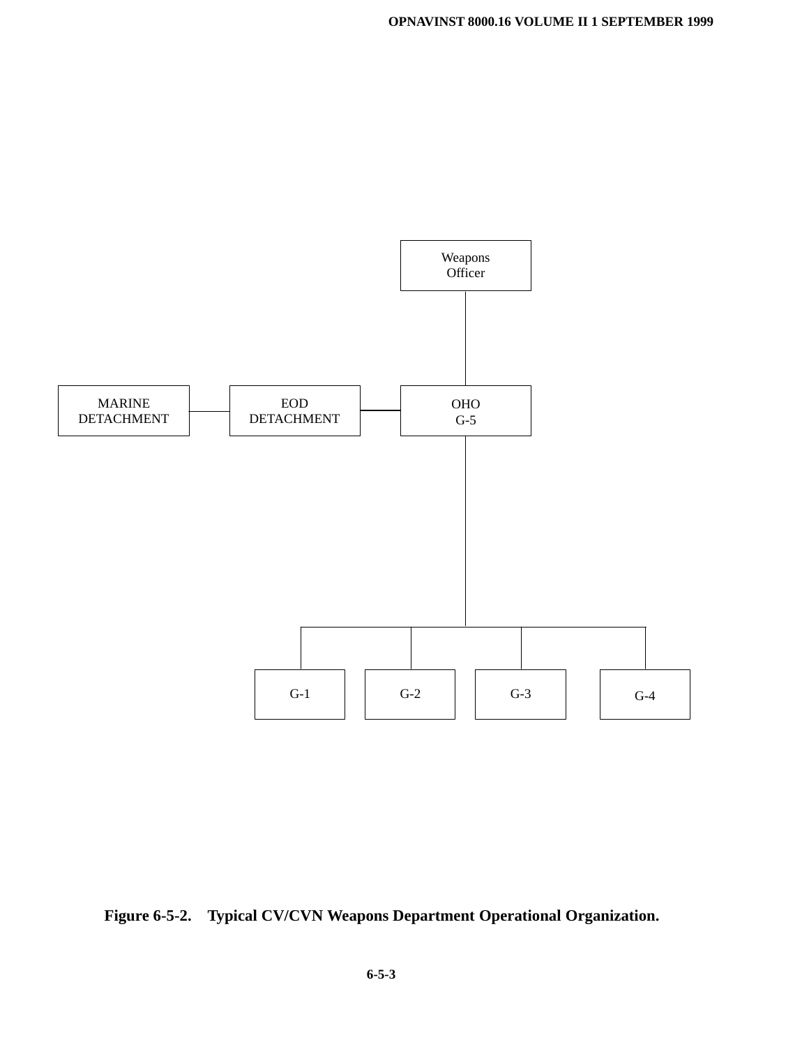Weapons Officer

MARINE DETACHMENT — EOD DETACHMENT — OHO G-5

G-1 | G-2 | G-3 | G-4

**Figure 6-5-2. Typical CV/CVN Weapons Department Operational Organization.**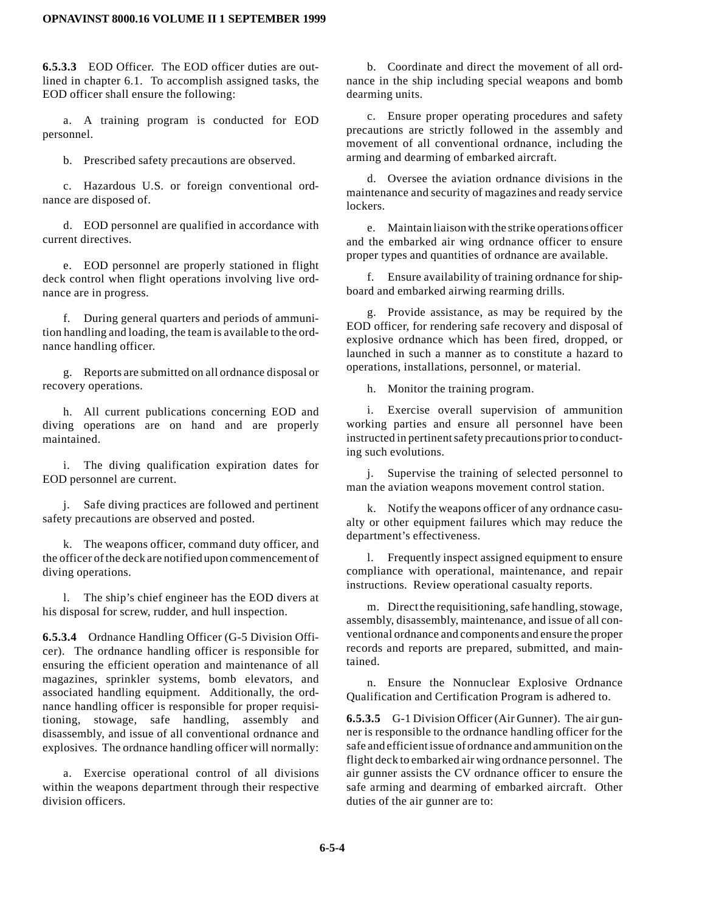**6.5.3.3** EOD Officer. The EOD officer duties are outlined in chapter 6.1. To accomplish assigned tasks, the EOD officer shall ensure the following:

a. A training program is conducted for EOD personnel.

b. Prescribed safety precautions are observed.

c. Hazardous U.S. or foreign conventional ordnance are disposed of.

d. EOD personnel are qualified in accordance with current directives.

e. EOD personnel are properly stationed in flight deck control when flight operations involving live ordnance are in progress.

f. During general quarters and periods of ammunition handling and loading, the team is available to the ordnance handling officer.

g. Reports are submitted on all ordnance disposal or recovery operations.

h. All current publications concerning EOD and diving operations are on hand and are properly maintained.

i. The diving qualification expiration dates for EOD personnel are current.

j. Safe diving practices are followed and pertinent safety precautions are observed and posted.

k. The weapons officer, command duty officer, and the officer of the deck are notified upon commencement of diving operations.

l. The ship's chief engineer has the EOD divers at his disposal for screw, rudder, and hull inspection.

**6.5.3.4** Ordnance Handling Officer (G-5 Division Officer). The ordnance handling officer is responsible for ensuring the efficient operation and maintenance of all magazines, sprinkler systems, bomb elevators, and associated handling equipment. Additionally, the ordnance handling officer is responsible for proper requisitioning, stowage, safe handling, assembly and disassembly, and issue of all conventional ordnance and explosives. The ordnance handling officer will normally:

a. Exercise operational control of all divisions within the weapons department through their respective division officers.

b. Coordinate and direct the movement of all ordnance in the ship including special weapons and bomb dearming units.

c. Ensure proper operating procedures and safety precautions are strictly followed in the assembly and movement of all conventional ordnance, including the arming and dearming of embarked aircraft.

d. Oversee the aviation ordnance divisions in the maintenance and security of magazines and ready service lockers.

e. Maintain liaison with the strike operations officer and the embarked air wing ordnance officer to ensure proper types and quantities of ordnance are available.

f. Ensure availability of training ordnance for shipboard and embarked airwing rearming drills.

g. Provide assistance, as may be required by the EOD officer, for rendering safe recovery and disposal of explosive ordnance which has been fired, dropped, or launched in such a manner as to constitute a hazard to operations, installations, personnel, or material.

h. Monitor the training program.

i. Exercise overall supervision of ammunition working parties and ensure all personnel have been instructed in pertinent safety precautions prior to conducting such evolutions.

j. Supervise the training of selected personnel to man the aviation weapons movement control station.

k. Notify the weapons officer of any ordnance casualty or other equipment failures which may reduce the department's effectiveness.

l. Frequently inspect assigned equipment to ensure compliance with operational, maintenance, and repair instructions. Review operational casualty reports.

m. Direct the requisitioning, safe handling, stowage, assembly, disassembly, maintenance, and issue of all conventional ordnance and components and ensure the proper records and reports are prepared, submitted, and maintained.

n. Ensure the Nonnuclear Explosive Ordnance Qualification and Certification Program is adhered to.

**6.5.3.5** G-1 Division Officer (Air Gunner). The air gunner is responsible to the ordnance handling officer for the safe and efficient issue of ordnance and ammunition on the flight deck to embarked air wing ordnance personnel. The air gunner assists the CV ordnance officer to ensure the safe arming and dearming of embarked aircraft. Other duties of the air gunner are to: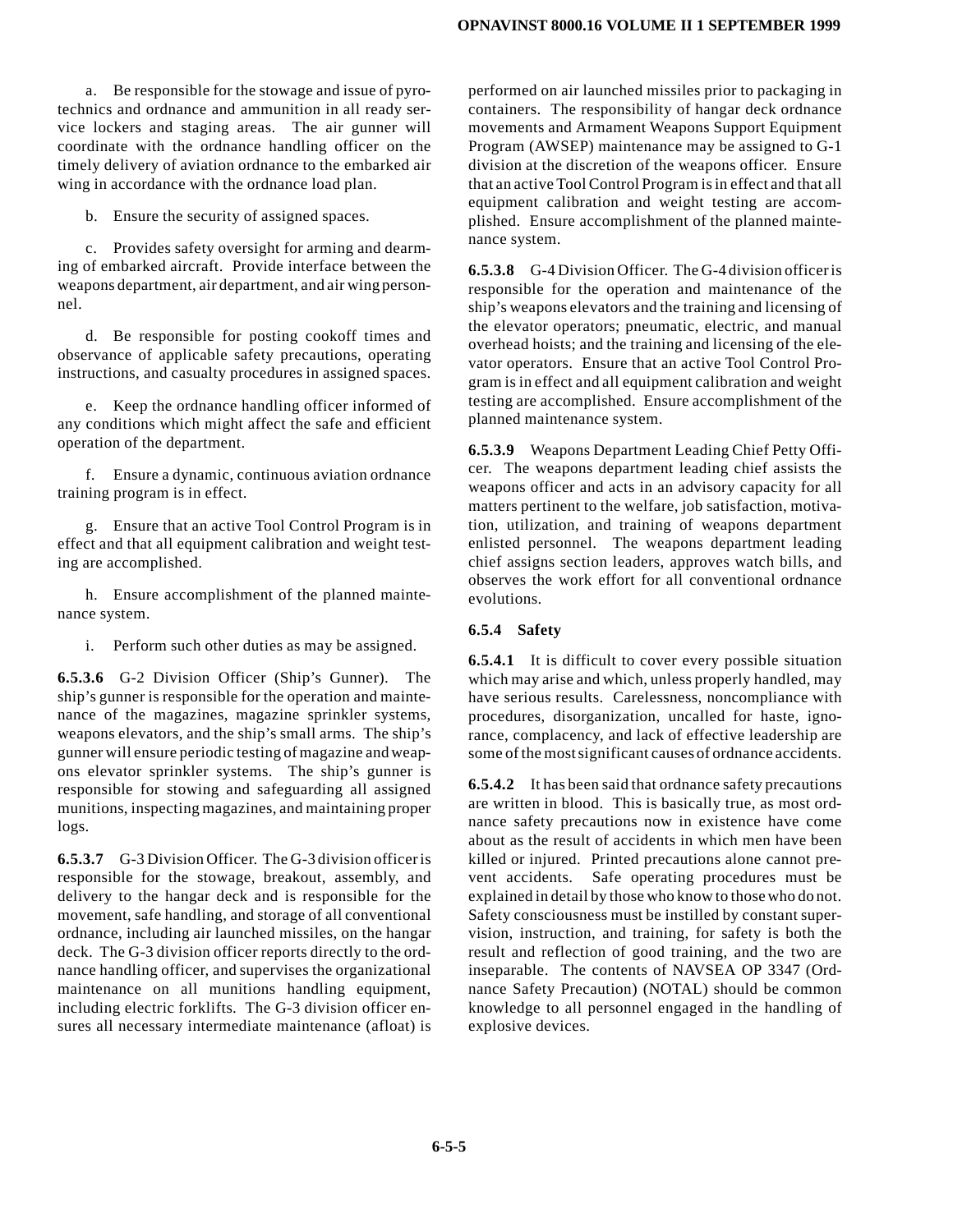a. Be responsible for the stowage and issue of pyrotechnics and ordnance and ammunition in all ready service lockers and staging areas. The air gunner will coordinate with the ordnance handling officer on the timely delivery of aviation ordnance to the embarked air wing in accordance with the ordnance load plan.

b. Ensure the security of assigned spaces.

c. Provides safety oversight for arming and dearming of embarked aircraft. Provide interface between the weapons department, air department, and air wing personnel.

d. Be responsible for posting cookoff times and observance of applicable safety precautions, operating instructions, and casualty procedures in assigned spaces.

e. Keep the ordnance handling officer informed of any conditions which might affect the safe and efficient operation of the department.

f. Ensure a dynamic, continuous aviation ordnance training program is in effect.

g. Ensure that an active Tool Control Program is in effect and that all equipment calibration and weight testing are accomplished.

h. Ensure accomplishment of the planned maintenance system.

i. Perform such other duties as may be assigned.

**6.5.3.6** G-2 Division Officer (Ship's Gunner). The ship's gunner is responsible for the operation and maintenance of the magazines, magazine sprinkler systems, weapons elevators, and the ship's small arms. The ship's gunner will ensure periodic testing of magazine and weapons elevator sprinkler systems. The ship's gunner is responsible for stowing and safeguarding all assigned munitions, inspecting magazines, and maintaining proper logs.

**6.5.3.7** G-3 Division Officer. The G-3 division officer is responsible for the stowage, breakout, assembly, and delivery to the hangar deck and is responsible for the movement, safe handling, and storage of all conventional ordnance, including air launched missiles, on the hangar deck. The G-3 division officer reports directly to the ordnance handling officer, and supervises the organizational maintenance on all munitions handling equipment, including electric forklifts. The G-3 division officer ensures all necessary intermediate maintenance (afloat) is performed on air launched missiles prior to packaging in containers. The responsibility of hangar deck ordnance movements and Armament Weapons Support Equipment Program (AWSEP) maintenance may be assigned to G-1 division at the discretion of the weapons officer. Ensure that an active Tool Control Program is in effect and that all equipment calibration and weight testing are accomplished. Ensure accomplishment of the planned maintenance system.

**6.5.3.8** G-4 Division Officer. The G-4 division officer is responsible for the operation and maintenance of the ship's weapons elevators and the training and licensing of the elevator operators; pneumatic, electric, and manual overhead hoists; and the training and licensing of the elevator operators. Ensure that an active Tool Control Program is in effect and all equipment calibration and weight testing are accomplished. Ensure accomplishment of the planned maintenance system.

**6.5.3.9** Weapons Department Leading Chief Petty Officer. The weapons department leading chief assists the weapons officer and acts in an advisory capacity for all matters pertinent to the welfare, job satisfaction, motivation, utilization, and training of weapons department enlisted personnel. The weapons department leading chief assigns section leaders, approves watch bills, and observes the work effort for all conventional ordnance evolutions.

### 6.5.4 Safety

**6.5.4.1** It is difficult to cover every possible situation which may arise and which, unless properly handled, may have serious results. Carelessness, noncompliance with procedures, disorganization, uncalled for haste, ignorance, complacency, and lack of effective leadership are some of the most significant causes of ordnance accidents.

**6.5.4.2** It has been said that ordnance safety precautions are written in blood. This is basically true, as most ordnance safety precautions now in existence have come about as the result of accidents in which men have been killed or injured. Printed precautions alone cannot prevent accidents. Safe operating procedures must be explained in detail by those who know to those who do not. Safety consciousness must be instilled by constant supervision, instruction, and training, for safety is both the result and reflection of good training, and the two are inseparable. The contents of NAVSEA OP 3347 (Ordnance Safety Precaution) (NOTAL) should be common knowledge to all personnel engaged in the handling of explosive devices.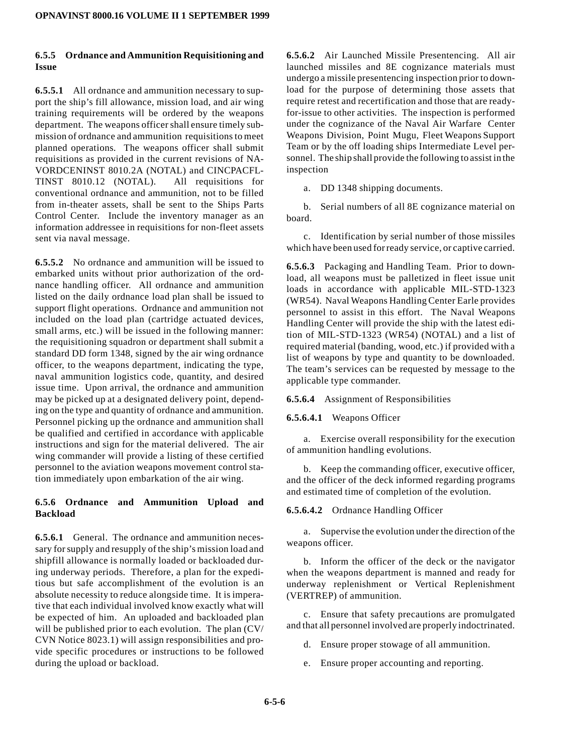#### 6.5.5 Ordnance and Ammunition Requisitioning and Issue

**6.5.5.1** All ordnance and ammunition necessary to support the ship's fill allowance, mission load, and air wing training requirements will be ordered by the weapons department. The weapons officer shall ensure timely submission of ordnance and ammunition requisitions to meet planned operations. The weapons officer shall submit requisitions as provided in the current revisions of NAVORDCENINST 8010.2A (NOTAL) and CINCPACFLTINST 8010.12 (NOTAL). All requisitions for conventional ordnance and ammunition, not to be filled from in-theater assets, shall be sent to the Ships Parts Control Center. Include the inventory manager as an information addressee in requisitions for non-fleet assets sent via naval message.

**6.5.5.2** No ordnance and ammunition will be issued to embarked units without prior authorization of the ordnance handling officer. All ordnance and ammunition listed on the daily ordnance load plan shall be issued to support flight operations. Ordnance and ammunition not included on the load plan (cartridge actuated devices, small arms, etc.) will be issued in the following manner: the requisitioning squadron or department shall submit a standard DD form 1348, signed by the air wing ordnance officer, to the weapons department, indicating the type, naval ammunition logistics code, quantity, and desired issue time. Upon arrival, the ordnance and ammunition may be picked up at a designated delivery point, depending on the type and quantity of ordnance and ammunition. Personnel picking up the ordnance and ammunition shall be qualified and certified in accordance with applicable instructions and sign for the material delivered. The air wing commander will provide a listing of these certified personnel to the aviation weapons movement control station immediately upon embarkation of the air wing.

#### 6.5.6 Ordnance and Ammunition Upload and Backload

**6.5.6.1** General. The ordnance and ammunition necessary for supply and resupply of the ship's mission load and shipfill allowance is normally loaded or backloaded during underway periods. Therefore, a plan for the expeditious but safe accomplishment of the evolution is an absolute necessity to reduce alongside time. It is imperative that each individual involved know exactly what will be expected of him. An uploaded and backloaded plan will be published prior to each evolution. The plan (CV/CVN Notice 8023.1) will assign responsibilities and provide specific procedures or instructions to be followed during the upload or backload.

**6.5.6.2** Air Launched Missile Presentencing. All air launched missiles and 8E cognizance materials must undergo a missile presentencing inspection prior to download for the purpose of determining those assets that require retest and recertification and those that are ready-for-issue to other activities. The inspection is performed under the cognizance of the Naval Air Warfare Center Weapons Division, Point Mugu, Fleet Weapons Support Team or by the off loading ships Intermediate Level personnel. The ship shall provide the following to assist in the inspection

a. DD 1348 shipping documents.

b. Serial numbers of all 8E cognizance material on board.

c. Identification by serial number of those missiles which have been used for ready service, or captive carried.

**6.5.6.3** Packaging and Handling Team. Prior to download, all weapons must be palletized in fleet issue unit loads in accordance with applicable MIL-STD-1323 (WR54). Naval Weapons Handling Center Earle provides personnel to assist in this effort. The Naval Weapons Handling Center will provide the ship with the latest edition of MIL-STD-1323 (WR54) (NOTAL) and a list of required material (banding, wood, etc.) if provided with a list of weapons by type and quantity to be downloaded. The team's services can be requested by message to the applicable type commander.

**6.5.6.4** Assignment of Responsibilities

**6.5.6.4.1** Weapons Officer

a. Exercise overall responsibility for the execution of ammunition handling evolutions.

b. Keep the commanding officer, executive officer, and the officer of the deck informed regarding programs and estimated time of completion of the evolution.

**6.5.6.4.2** Ordnance Handling Officer

a. Supervise the evolution under the direction of the weapons officer.

b. Inform the officer of the deck or the navigator when the weapons department is manned and ready for underway replenishment or Vertical Replenishment (VERTREP) of ammunition.

c. Ensure that safety precautions are promulgated and that all personnel involved are properly indoctrinated.

d. Ensure proper stowage of all ammunition.

e. Ensure proper accounting and reporting.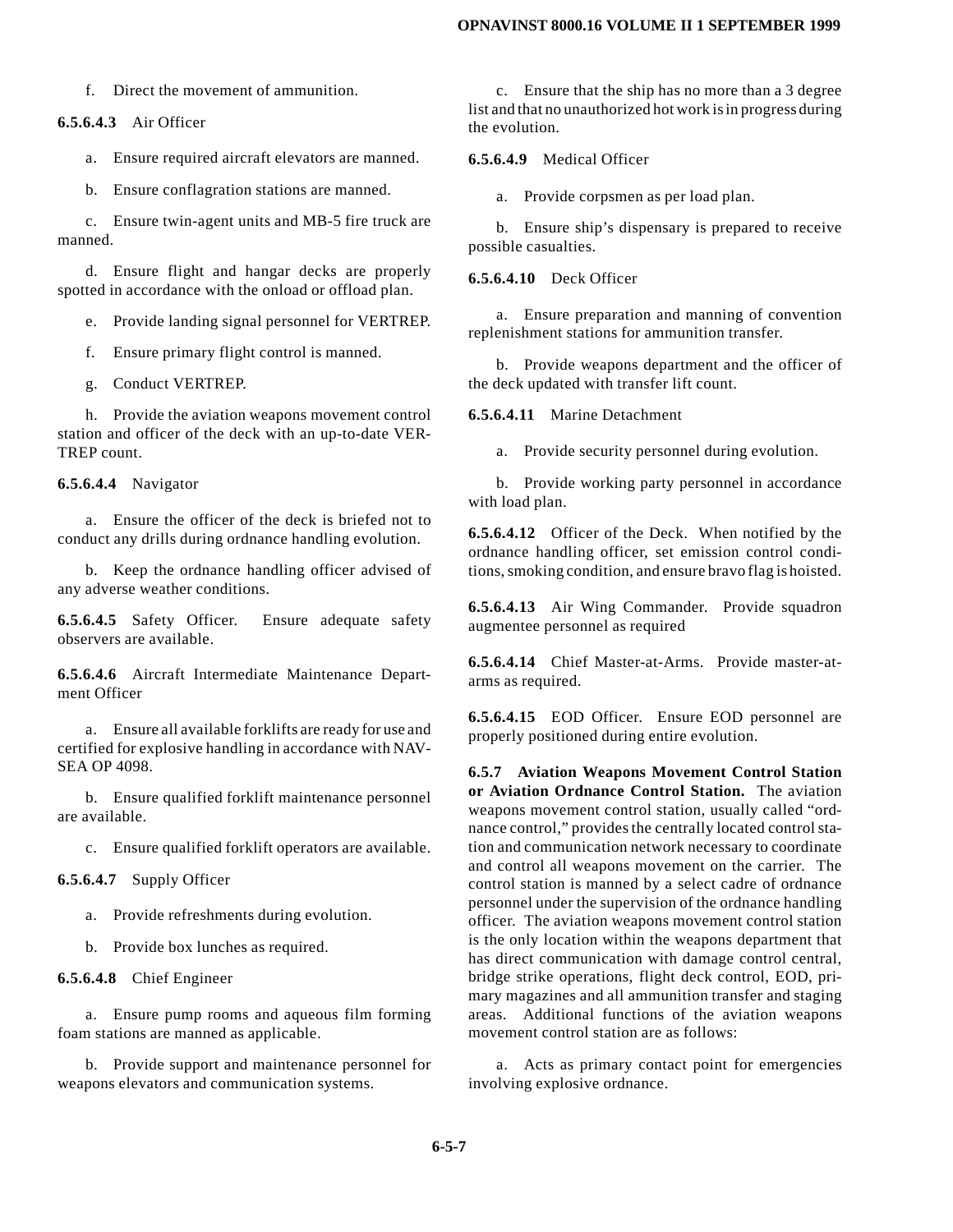f. Direct the movement of ammunition.

**6.5.6.4.3** Air Officer

a. Ensure required aircraft elevators are manned.

b. Ensure conflagration stations are manned.

c. Ensure twin-agent units and MB-5 fire truck are manned.

d. Ensure flight and hangar decks are properly spotted in accordance with the onload or offload plan.

e. Provide landing signal personnel for VERTREP.

f. Ensure primary flight control is manned.

g. Conduct VERTREP.

h. Provide the aviation weapons movement control station and officer of the deck with an up-to-date VERTREP count.

**6.5.6.4.4** Navigator

a. Ensure the officer of the deck is briefed not to conduct any drills during ordnance handling evolution.

b. Keep the ordnance handling officer advised of any adverse weather conditions.

**6.5.6.4.5** Safety Officer. Ensure adequate safety observers are available.

**6.5.6.4.6** Aircraft Intermediate Maintenance Department Officer

a. Ensure all available forklifts are ready for use and certified for explosive handling in accordance with NAVSEA OP 4098.

b. Ensure qualified forklift maintenance personnel are available.

c. Ensure qualified forklift operators are available.

**6.5.6.4.7** Supply Officer

a. Provide refreshments during evolution.

b. Provide box lunches as required.

**6.5.6.4.8** Chief Engineer

a. Ensure pump rooms and aqueous film forming foam stations are manned as applicable.

b. Provide support and maintenance personnel for weapons elevators and communication systems.

c. Ensure that the ship has no more than a 3 degree list and that no unauthorized hot work is in progress during the evolution.

**6.5.6.4.9** Medical Officer

a. Provide corpsmen as per load plan.

b. Ensure ship's dispensary is prepared to receive possible casualties.

**6.5.6.4.10** Deck Officer

a. Ensure preparation and manning of convention replenishment stations for ammunition transfer.

b. Provide weapons department and the officer of the deck updated with transfer lift count.

**6.5.6.4.11** Marine Detachment

a. Provide security personnel during evolution.

b. Provide working party personnel in accordance with load plan.

**6.5.6.4.12** Officer of the Deck. When notified by the ordnance handling officer, set emission control conditions, smoking condition, and ensure bravo flag is hoisted.

**6.5.6.4.13** Air Wing Commander. Provide squadron augmentee personnel as required

**6.5.6.4.14** Chief Master-at-Arms. Provide master-at-arms as required.

**6.5.6.4.15** EOD Officer. Ensure EOD personnel are properly positioned during entire evolution.

**6.5.7 Aviation Weapons Movement Control Station or Aviation Ordnance Control Station.** The aviation weapons movement control station, usually called "ordnance control," provides the centrally located control station and communication network necessary to coordinate and control all weapons movement on the carrier. The control station is manned by a select cadre of ordnance personnel under the supervision of the ordnance handling officer. The aviation weapons movement control station is the only location within the weapons department that has direct communication with damage control central, bridge strike operations, flight deck control, EOD, primary magazines and all ammunition transfer and staging areas. Additional functions of the aviation weapons movement control station are as follows:

a. Acts as primary contact point for emergencies involving explosive ordnance.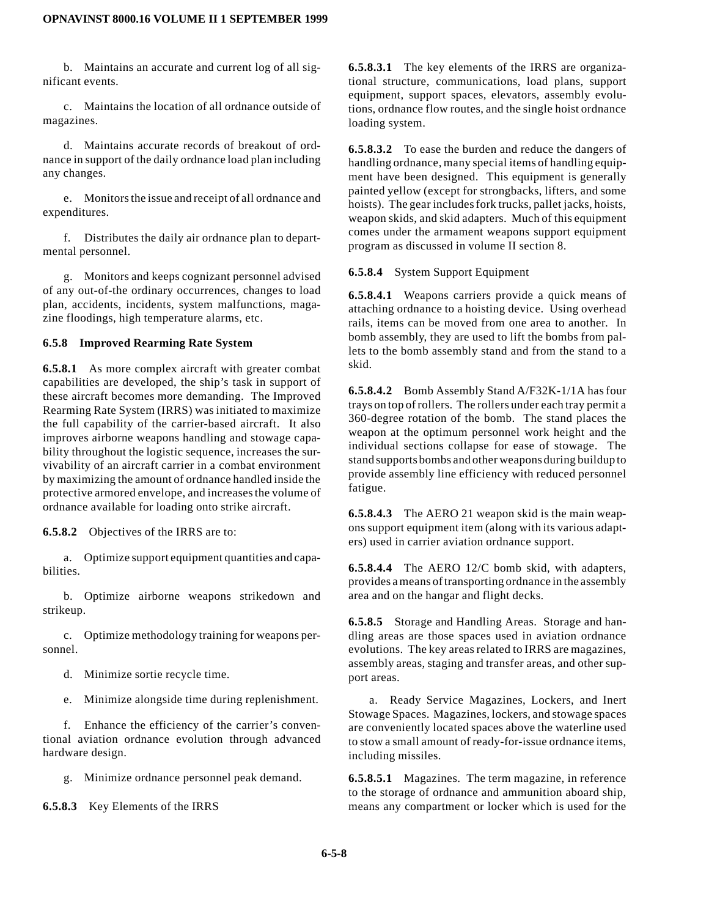b. Maintains an accurate and current log of all significant events.

c. Maintains the location of all ordnance outside of magazines.

d. Maintains accurate records of breakout of ordnance in support of the daily ordnance load plan including any changes.

e. Monitors the issue and receipt of all ordnance and expenditures.

f. Distributes the daily air ordnance plan to departmental personnel.

g. Monitors and keeps cognizant personnel advised of any out-of-the ordinary occurrences, changes to load plan, accidents, incidents, system malfunctions, magazine floodings, high temperature alarms, etc.

**6.5.8 Improved Rearming Rate System**

**6.5.8.1** As more complex aircraft with greater combat capabilities are developed, the ship's task in support of these aircraft becomes more demanding. The Improved Rearming Rate System (IRRS) was initiated to maximize the full capability of the carrier-based aircraft. It also improves airborne weapons handling and stowage capability throughout the logistic sequence, increases the survivability of an aircraft carrier in a combat environment by maximizing the amount of ordnance handled inside the protective armored envelope, and increases the volume of ordnance available for loading onto strike aircraft.

**6.5.8.2** Objectives of the IRRS are to:

a. Optimize support equipment quantities and capabilities.

b. Optimize airborne weapons strikedown and strikeup.

c. Optimize methodology training for weapons personnel.

d. Minimize sortie recycle time.

e. Minimize alongside time during replenishment.

f. Enhance the efficiency of the carrier's conventional aviation ordnance evolution through advanced hardware design.

g. Minimize ordnance personnel peak demand.

**6.5.8.3** Key Elements of the IRRS

**6.5.8.3.1** The key elements of the IRRS are organizational structure, communications, load plans, support equipment, support spaces, elevators, assembly evolutions, ordnance flow routes, and the single hoist ordnance loading system.

**6.5.8.3.2** To ease the burden and reduce the dangers of handling ordnance, many special items of handling equipment have been designed. This equipment is generally painted yellow (except for strongbacks, lifters, and some hoists). The gear includes fork trucks, pallet jacks, hoists, weapon skids, and skid adapters. Much of this equipment comes under the armament weapons support equipment program as discussed in volume II section 8.

**6.5.8.4** System Support Equipment

**6.5.8.4.1** Weapons carriers provide a quick means of attaching ordnance to a hoisting device. Using overhead rails, items can be moved from one area to another. In bomb assembly, they are used to lift the bombs from pallets to the bomb assembly stand and from the stand to a skid.

**6.5.8.4.2** Bomb Assembly Stand A/F32K-1/1A has four trays on top of rollers. The rollers under each tray permit a 360-degree rotation of the bomb. The stand places the weapon at the optimum personnel work height and the individual sections collapse for ease of stowage. The stand supports bombs and other weapons during buildup to provide assembly line efficiency with reduced personnel fatigue.

**6.5.8.4.3** The AERO 21 weapon skid is the main weapons support equipment item (along with its various adapters) used in carrier aviation ordnance support.

**6.5.8.4.4** The AERO 12/C bomb skid, with adapters, provides a means of transporting ordnance in the assembly area and on the hangar and flight decks.

**6.5.8.5** Storage and Handling Areas. Storage and handling areas are those spaces used in aviation ordnance evolutions. The key areas related to IRRS are magazines, assembly areas, staging and transfer areas, and other support areas.

a. Ready Service Magazines, Lockers, and Inert Stowage Spaces. Magazines, lockers, and stowage spaces are conveniently located spaces above the waterline used to stow a small amount of ready-for-issue ordnance items, including missiles.

**6.5.8.5.1** Magazines. The term magazine, in reference to the storage of ordnance and ammunition aboard ship, means any compartment or locker which is used for the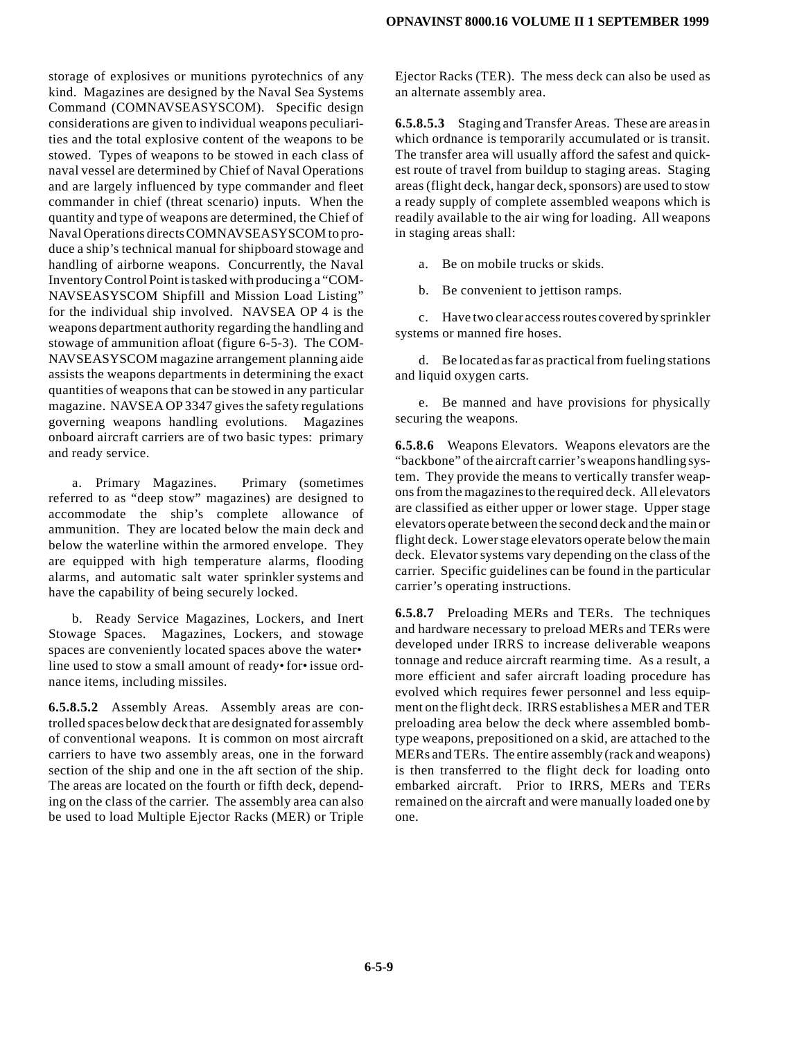storage of explosives or munitions pyrotechnics of any kind. Magazines are designed by the Naval Sea Systems Command (COMNAVSEASYSCOM). Specific design considerations are given to individual weapons peculiarities and the total explosive content of the weapons to be stowed. Types of weapons to be stowed in each class of naval vessel are determined by Chief of Naval Operations and are largely influenced by type commander and fleet commander in chief (threat scenario) inputs. When the quantity and type of weapons are determined, the Chief of Naval Operations directs COMNAVSEASYSCOM to produce a ship's technical manual for shipboard stowage and handling of airborne weapons. Concurrently, the Naval Inventory Control Point is tasked with producing a "COMNAVSEASYSCOM Shipfill and Mission Load Listing" for the individual ship involved. NAVSEA OP 4 is the weapons department authority regarding the handling and stowage of ammunition afloat (figure 6-5-3). The COMNAVSEASYSCOM magazine arrangement planning aide assists the weapons departments in determining the exact quantities of weapons that can be stowed in any particular magazine. NAVSEA OP 3347 gives the safety regulations governing weapons handling evolutions. Magazines onboard aircraft carriers are of two basic types: primary and ready service.

a. Primary Magazines. Primary (sometimes referred to as "deep stow" magazines) are designed to accommodate the ship's complete allowance of ammunition. They are located below the main deck and below the waterline within the armored envelope. They are equipped with high temperature alarms, flooding alarms, and automatic salt water sprinkler systems and have the capability of being securely locked.

b. Ready Service Magazines, Lockers, and Inert Stowage Spaces. Magazines, Lockers, and stowage spaces are conveniently located spaces above the water•line used to stow a small amount of ready• for• issue ordnance items, including missiles.

**6.5.8.5.2** Assembly Areas. Assembly areas are controlled spaces below deck that are designated for assembly of conventional weapons. It is common on most aircraft carriers to have two assembly areas, one in the forward section of the ship and one in the aft section of the ship. The areas are located on the fourth or fifth deck, depending on the class of the carrier. The assembly area can also be used to load Multiple Ejector Racks (MER) or Triple Ejector Racks (TER). The mess deck can also be used as an alternate assembly area.

**6.5.8.5.3** Staging and Transfer Areas. These are areas in which ordnance is temporarily accumulated or is transit. The transfer area will usually afford the safest and quickest route of travel from buildup to staging areas. Staging areas (flight deck, hangar deck, sponsors) are used to stow a ready supply of complete assembled weapons which is readily available to the air wing for loading. All weapons in staging areas shall:

a. Be on mobile trucks or skids.

b. Be convenient to jettison ramps.

c. Have two clear access routes covered by sprinkler systems or manned fire hoses.

d. Be located as far as practical from fueling stations and liquid oxygen carts.

e. Be manned and have provisions for physically securing the weapons.

**6.5.8.6** Weapons Elevators. Weapons elevators are the "backbone" of the aircraft carrier's weapons handling system. They provide the means to vertically transfer weapons from the magazines to the required deck. All elevators are classified as either upper or lower stage. Upper stage elevators operate between the second deck and the main or flight deck. Lower stage elevators operate below the main deck. Elevator systems vary depending on the class of the carrier. Specific guidelines can be found in the particular carrier's operating instructions.

**6.5.8.7** Preloading MERs and TERs. The techniques and hardware necessary to preload MERs and TERs were developed under IRRS to increase deliverable weapons tonnage and reduce aircraft rearming time. As a result, a more efficient and safer aircraft loading procedure has evolved which requires fewer personnel and less equipment on the flight deck. IRRS establishes a MER and TER preloading area below the deck where assembled bomb-type weapons, prepositioned on a skid, are attached to the MERs and TERs. The entire assembly (rack and weapons) is then transferred to the flight deck for loading onto embarked aircraft. Prior to IRRS, MERs and TERs remained on the aircraft and were manually loaded one by one.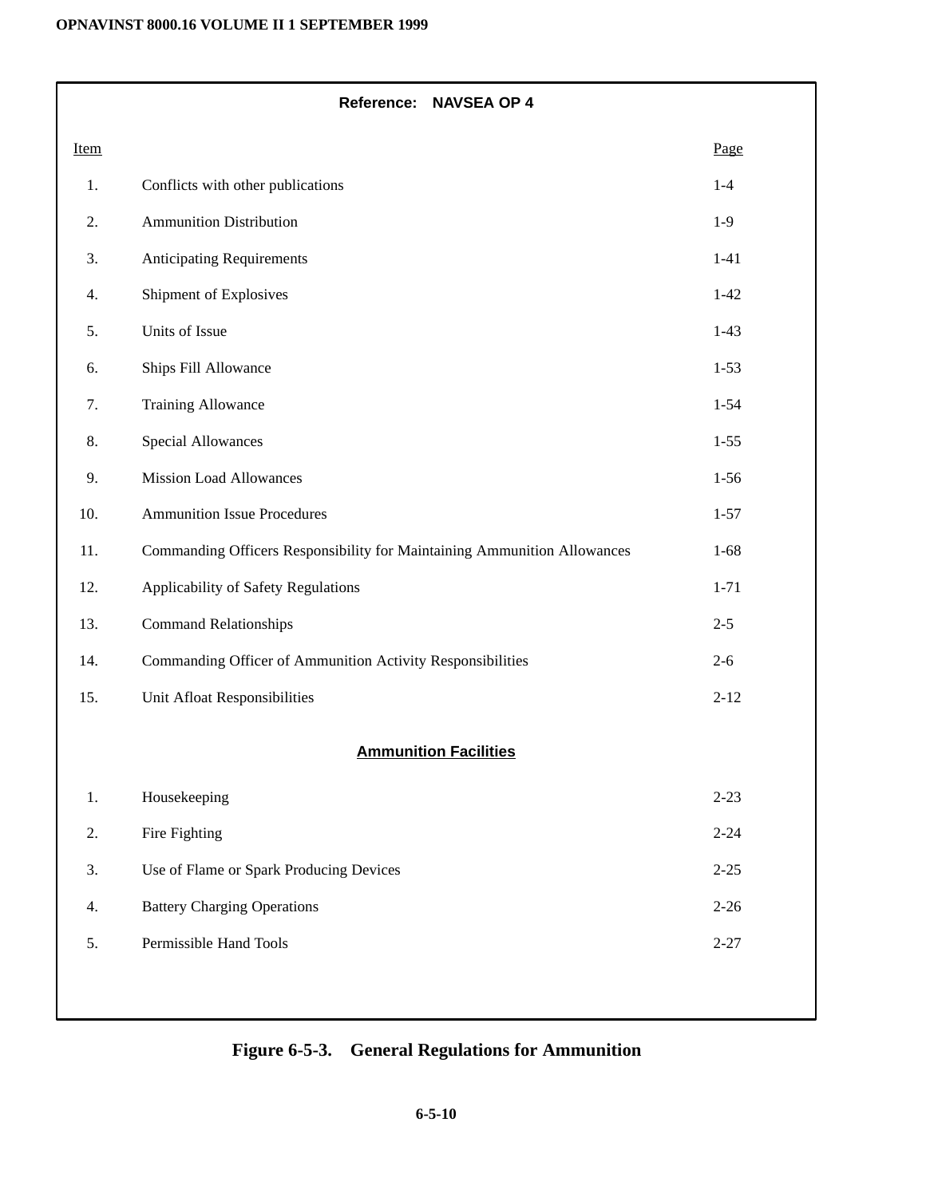**Reference: NAVSEA OP 4**

| Item | | Page |
|---|---|---|
| 1. | Conflicts with other publications | 1-4 |
| 2. | Ammunition Distribution | 1-9 |
| 3. | Anticipating Requirements | 1-41 |
| 4. | Shipment of Explosives | 1-42 |
| 5. | Units of Issue | 1-43 |
| 6. | Ships Fill Allowance | 1-53 |
| 7. | Training Allowance | 1-54 |
| 8. | Special Allowances | 1-55 |
| 9. | Mission Load Allowances | 1-56 |
| 10. | Ammunition Issue Procedures | 1-57 |
| 11. | Commanding Officers Responsibility for Maintaining Ammunition Allowances | 1-68 |
| 12. | Applicability of Safety Regulations | 1-71 |
| 13. | Command Relationships | 2-5 |
| 14. | Commanding Officer of Ammunition Activity Responsibilities | 2-6 |
| 15. | Unit Afloat Responsibilities | 2-12 |

**Ammunition Facilities**

| Item | | Page |
|---|---|---|
| 1. | Housekeeping | 2-23 |
| 2. | Fire Fighting | 2-24 |
| 3. | Use of Flame or Spark Producing Devices | 2-25 |
| 4. | Battery Charging Operations | 2-26 |
| 5. | Permissible Hand Tools | 2-27 |

**Figure 6-5-3. General Regulations for Ammunition**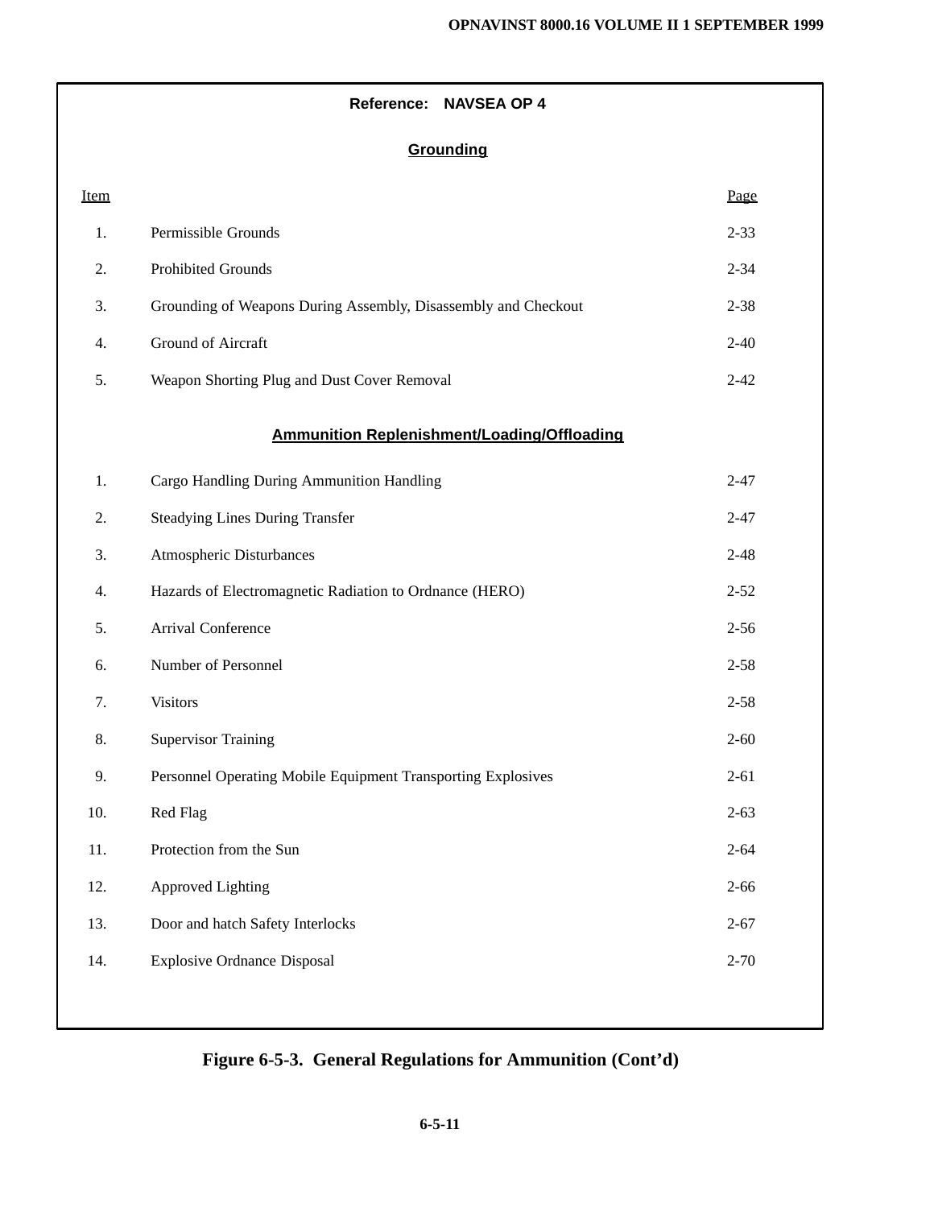**Reference: NAVSEA OP 4**

**Grounding**

| Item | | Page |
|---|---|---|
| 1. | Permissible Grounds | 2-33 |
| 2. | Prohibited Grounds | 2-34 |
| 3. | Grounding of Weapons During Assembly, Disassembly and Checkout | 2-38 |
| 4. | Ground of Aircraft | 2-40 |
| 5. | Weapon Shorting Plug and Dust Cover Removal | 2-42 |

**Ammunition Replenishment/Loading/Offloading**

| Item | | Page |
|---|---|---|
| 1. | Cargo Handling During Ammunition Handling | 2-47 |
| 2. | Steadying Lines During Transfer | 2-47 |
| 3. | Atmospheric Disturbances | 2-48 |
| 4. | Hazards of Electromagnetic Radiation to Ordnance (HERO) | 2-52 |
| 5. | Arrival Conference | 2-56 |
| 6. | Number of Personnel | 2-58 |
| 7. | Visitors | 2-58 |
| 8. | Supervisor Training | 2-60 |
| 9. | Personnel Operating Mobile Equipment Transporting Explosives | 2-61 |
| 10. | Red Flag | 2-63 |
| 11. | Protection from the Sun | 2-64 |
| 12. | Approved Lighting | 2-66 |
| 13. | Door and hatch Safety Interlocks | 2-67 |
| 14. | Explosive Ordnance Disposal | 2-70 |

**Figure 6-5-3. General Regulations for Ammunition (Cont'd)**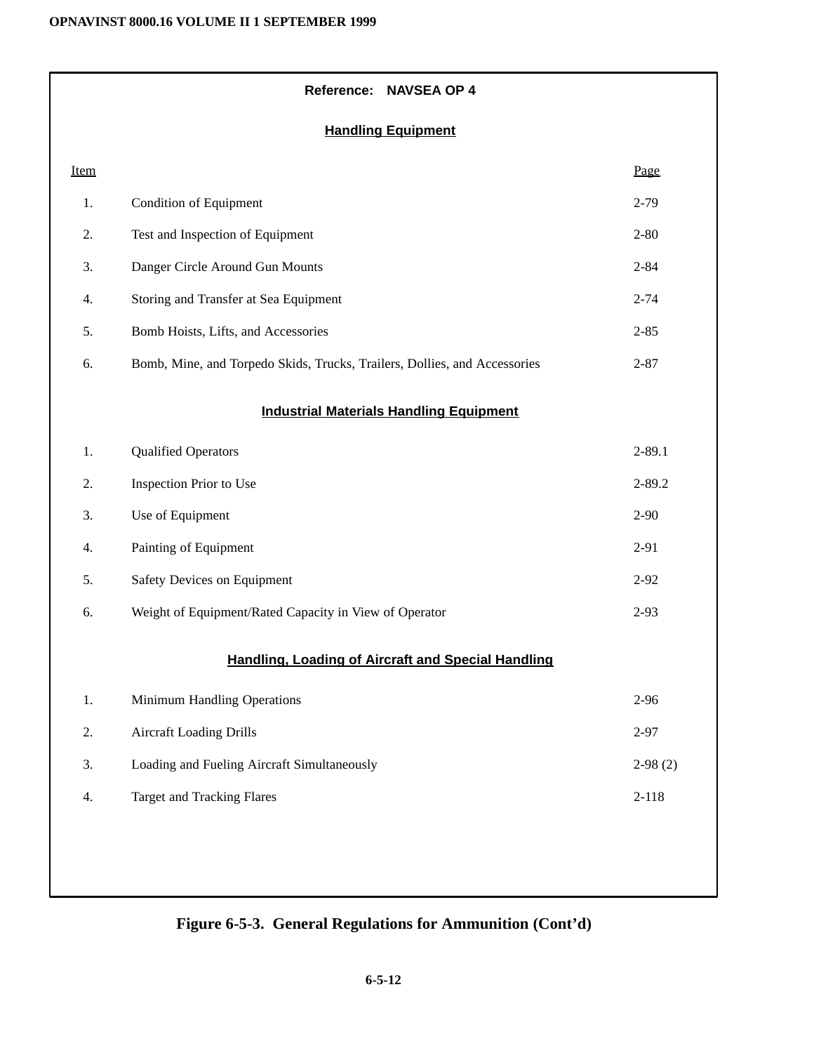**Reference: NAVSEA OP 4**

**Handling Equipment**

| Item | | Page |
|---|---|---|
| 1. | Condition of Equipment | 2-79 |
| 2. | Test and Inspection of Equipment | 2-80 |
| 3. | Danger Circle Around Gun Mounts | 2-84 |
| 4. | Storing and Transfer at Sea Equipment | 2-74 |
| 5. | Bomb Hoists, Lifts, and Accessories | 2-85 |
| 6. | Bomb, Mine, and Torpedo Skids, Trucks, Trailers, Dollies, and Accessories | 2-87 |

**Industrial Materials Handling Equipment**

| Item | | Page |
|---|---|---|
| 1. | Qualified Operators | 2-89.1 |
| 2. | Inspection Prior to Use | 2-89.2 |
| 3. | Use of Equipment | 2-90 |
| 4. | Painting of Equipment | 2-91 |
| 5. | Safety Devices on Equipment | 2-92 |
| 6. | Weight of Equipment/Rated Capacity in View of Operator | 2-93 |

**Handling, Loading of Aircraft and Special Handling**

| Item | | Page |
|---|---|---|
| 1. | Minimum Handling Operations | 2-96 |
| 2. | Aircraft Loading Drills | 2-97 |
| 3. | Loading and Fueling Aircraft Simultaneously | 2-98 (2) |
| 4. | Target and Tracking Flares | 2-118 |

**Figure 6-5-3. General Regulations for Ammunition (Cont'd)**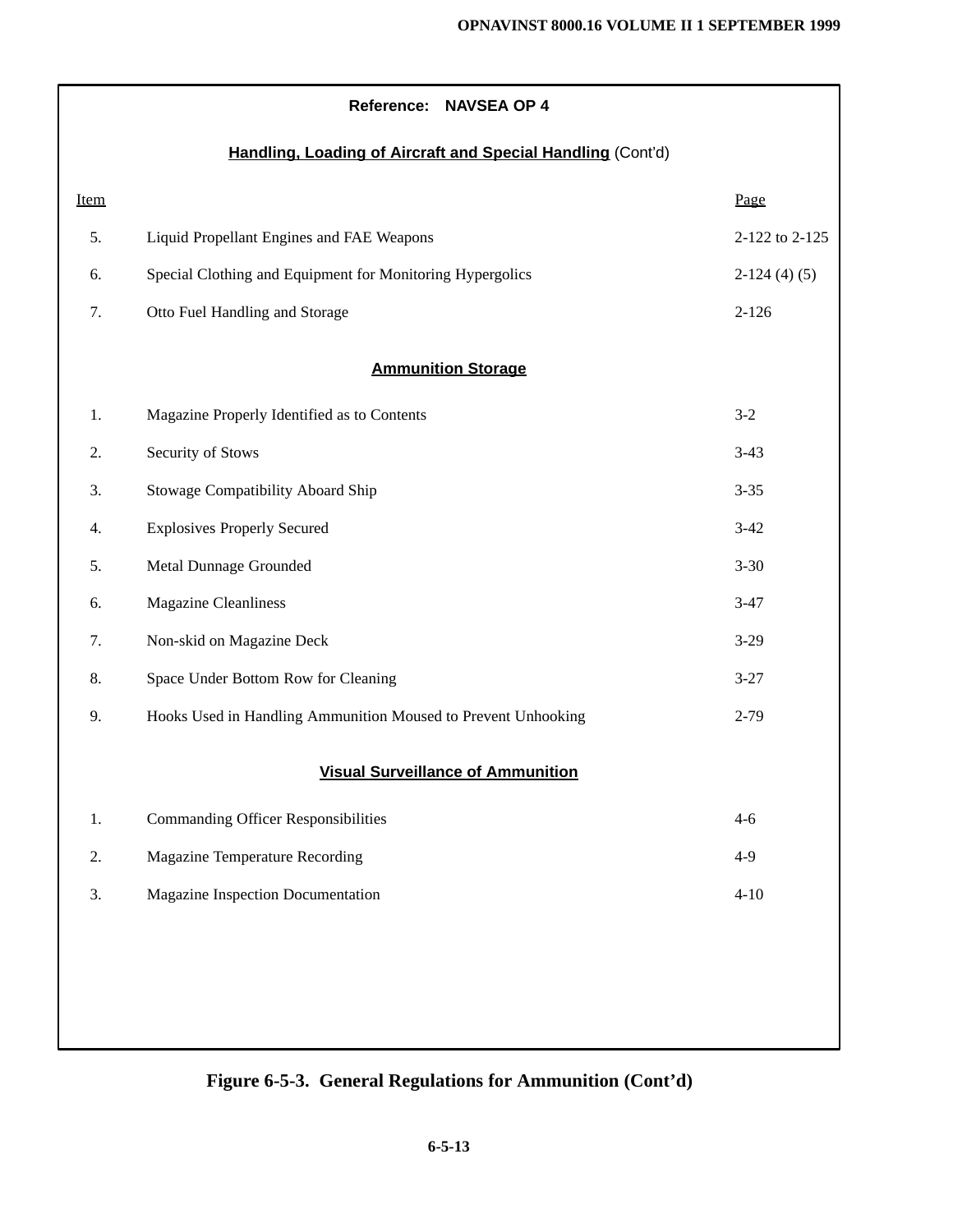**Reference: NAVSEA OP 4**

**Handling, Loading of Aircraft and Special Handling** (Cont'd)

| Item | | Page |
|---|---|---|
| 5. | Liquid Propellant Engines and FAE Weapons | 2-122 to 2-125 |
| 6. | Special Clothing and Equipment for Monitoring Hypergolics | 2-124 (4) (5) |
| 7. | Otto Fuel Handling and Storage | 2-126 |

**Ammunition Storage**

| Item | | Page |
|---|---|---|
| 1. | Magazine Properly Identified as to Contents | 3-2 |
| 2. | Security of Stows | 3-43 |
| 3. | Stowage Compatibility Aboard Ship | 3-35 |
| 4. | Explosives Properly Secured | 3-42 |
| 5. | Metal Dunnage Grounded | 3-30 |
| 6. | Magazine Cleanliness | 3-47 |
| 7. | Non-skid on Magazine Deck | 3-29 |
| 8. | Space Under Bottom Row for Cleaning | 3-27 |
| 9. | Hooks Used in Handling Ammunition Moused to Prevent Unhooking | 2-79 |

**Visual Surveillance of Ammunition**

| Item | | Page |
|---|---|---|
| 1. | Commanding Officer Responsibilities | 4-6 |
| 2. | Magazine Temperature Recording | 4-9 |
| 3. | Magazine Inspection Documentation | 4-10 |

**Figure 6-5-3. General Regulations for Ammunition (Cont'd)**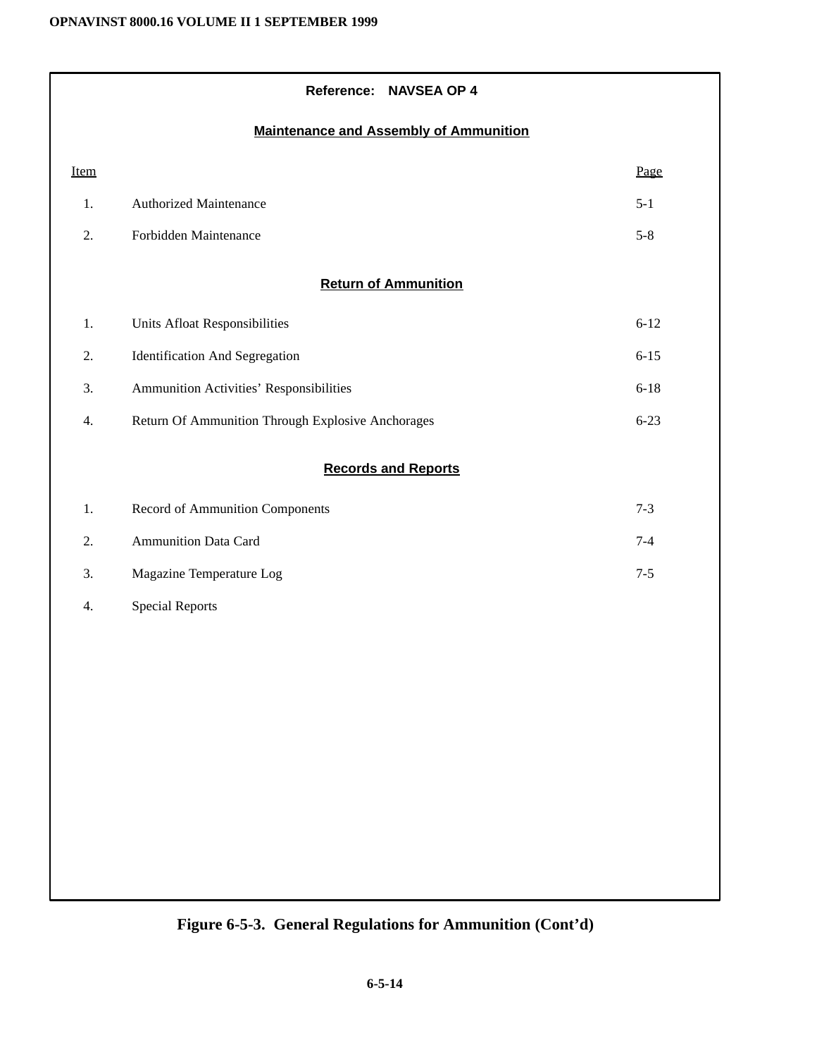**Reference: NAVSEA OP 4**

**Maintenance and Assembly of Ammunition**

| Item | | Page |
|---|---|---|
| 1. | Authorized Maintenance | 5-1 |
| 2. | Forbidden Maintenance | 5-8 |

**Return of Ammunition**

| Item | | Page |
|---|---|---|
| 1. | Units Afloat Responsibilities | 6-12 |
| 2. | Identification And Segregation | 6-15 |
| 3. | Ammunition Activities' Responsibilities | 6-18 |
| 4. | Return Of Ammunition Through Explosive Anchorages | 6-23 |

**Records and Reports**

| Item | | Page |
|---|---|---|
| 1. | Record of Ammunition Components | 7-3 |
| 2. | Ammunition Data Card | 7-4 |
| 3. | Magazine Temperature Log | 7-5 |
| 4. | Special Reports | |

**Figure 6-5-3. General Regulations for Ammunition (Cont'd)**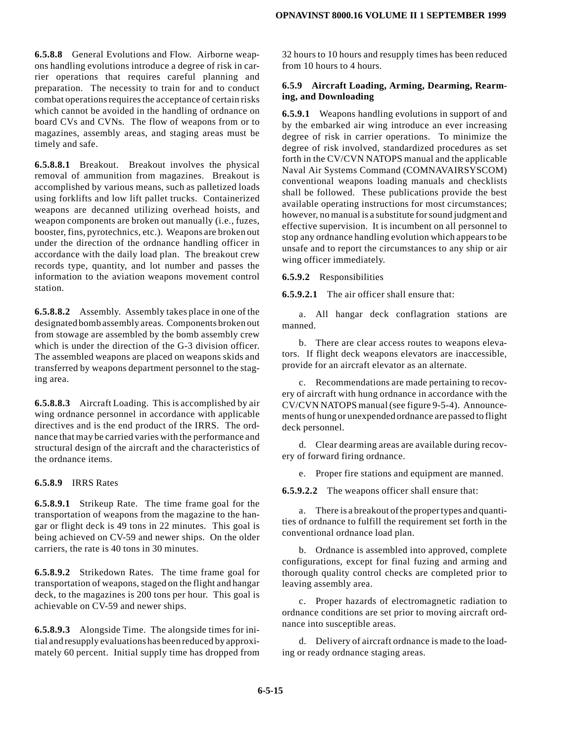**6.5.8.8** General Evolutions and Flow. Airborne weapons handling evolutions introduce a degree of risk in carrier operations that requires careful planning and preparation. The necessity to train for and to conduct combat operations requires the acceptance of certain risks which cannot be avoided in the handling of ordnance on board CVs and CVNs. The flow of weapons from or to magazines, assembly areas, and staging areas must be timely and safe.

**6.5.8.8.1** Breakout. Breakout involves the physical removal of ammunition from magazines. Breakout is accomplished by various means, such as palletized loads using forklifts and low lift pallet trucks. Containerized weapons are decanned utilizing overhead hoists, and weapon components are broken out manually (i.e., fuzes, booster, fins, pyrotechnics, etc.). Weapons are broken out under the direction of the ordnance handling officer in accordance with the daily load plan. The breakout crew records type, quantity, and lot number and passes the information to the aviation weapons movement control station.

**6.5.8.8.2** Assembly. Assembly takes place in one of the designated bomb assembly areas. Components broken out from stowage are assembled by the bomb assembly crew which is under the direction of the G-3 division officer. The assembled weapons are placed on weapons skids and transferred by weapons department personnel to the staging area.

**6.5.8.8.3** Aircraft Loading. This is accomplished by air wing ordnance personnel in accordance with applicable directives and is the end product of the IRRS. The ordnance that may be carried varies with the performance and structural design of the aircraft and the characteristics of the ordnance items.

**6.5.8.9** IRRS Rates

**6.5.8.9.1** Strikeup Rate. The time frame goal for the transportation of weapons from the magazine to the hangar or flight deck is 49 tons in 22 minutes. This goal is being achieved on CV-59 and newer ships. On the older carriers, the rate is 40 tons in 30 minutes.

**6.5.8.9.2** Strikedown Rates. The time frame goal for transportation of weapons, staged on the flight and hangar deck, to the magazines is 200 tons per hour. This goal is achievable on CV-59 and newer ships.

**6.5.8.9.3** Alongside Time. The alongside times for initial and resupply evaluations has been reduced by approximately 60 percent. Initial supply time has dropped from 32 hours to 10 hours and resupply times has been reduced from 10 hours to 4 hours.

### 6.5.9 Aircraft Loading, Arming, Dearming, Rearming, and Downloading

**6.5.9.1** Weapons handling evolutions in support of and by the embarked air wing introduce an ever increasing degree of risk in carrier operations. To minimize the degree of risk involved, standardized procedures as set forth in the CV/CVN NATOPS manual and the applicable Naval Air Systems Command (COMNAVAIRSYSCOM) conventional weapons loading manuals and checklists shall be followed. These publications provide the best available operating instructions for most circumstances; however, no manual is a substitute for sound judgment and effective supervision. It is incumbent on all personnel to stop any ordnance handling evolution which appears to be unsafe and to report the circumstances to any ship or air wing officer immediately.

**6.5.9.2** Responsibilities

**6.5.9.2.1** The air officer shall ensure that:

a. All hangar deck conflagration stations are manned.

b. There are clear access routes to weapons elevators. If flight deck weapons elevators are inaccessible, provide for an aircraft elevator as an alternate.

c. Recommendations are made pertaining to recovery of aircraft with hung ordnance in accordance with the CV/CVN NATOPS manual (see figure 9-5-4). Announcements of hung or unexpended ordnance are passed to flight deck personnel.

d. Clear dearming areas are available during recovery of forward firing ordnance.

e. Proper fire stations and equipment are manned.

**6.5.9.2.2** The weapons officer shall ensure that:

a. There is a breakout of the proper types and quantities of ordnance to fulfill the requirement set forth in the conventional ordnance load plan.

b. Ordnance is assembled into approved, complete configurations, except for final fuzing and arming and thorough quality control checks are completed prior to leaving assembly area.

c. Proper hazards of electromagnetic radiation to ordnance conditions are set prior to moving aircraft ordnance into susceptible areas.

d. Delivery of aircraft ordnance is made to the loading or ready ordnance staging areas.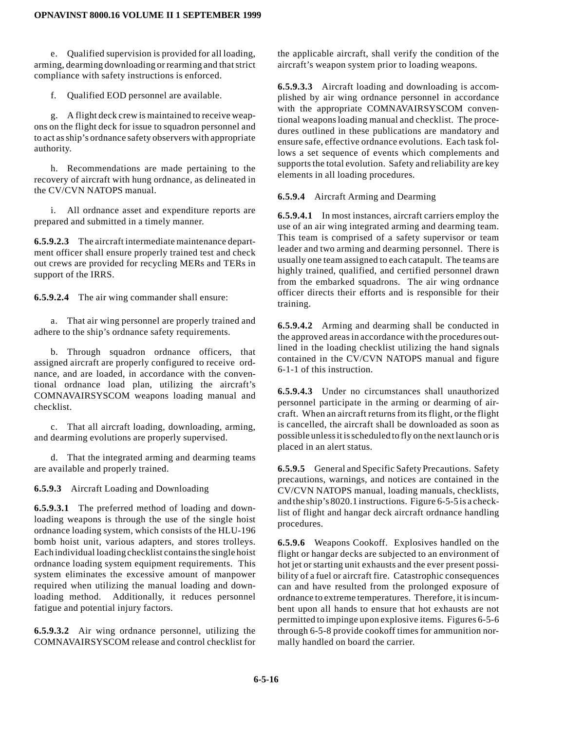e. Qualified supervision is provided for all loading, arming, dearming downloading or rearming and that strict compliance with safety instructions is enforced.

f. Qualified EOD personnel are available.

g. A flight deck crew is maintained to receive weapons on the flight deck for issue to squadron personnel and to act as ship's ordnance safety observers with appropriate authority.

h. Recommendations are made pertaining to the recovery of aircraft with hung ordnance, as delineated in the CV/CVN NATOPS manual.

i. All ordnance asset and expenditure reports are prepared and submitted in a timely manner.

**6.5.9.2.3** The aircraft intermediate maintenance department officer shall ensure properly trained test and check out crews are provided for recycling MERs and TERs in support of the IRRS.

**6.5.9.2.4** The air wing commander shall ensure:

a. That air wing personnel are properly trained and adhere to the ship's ordnance safety requirements.

b. Through squadron ordnance officers, that assigned aircraft are properly configured to receive ordnance, and are loaded, in accordance with the conventional ordnance load plan, utilizing the aircraft's COMNAVAIRSYSCOM weapons loading manual and checklist.

c. That all aircraft loading, downloading, arming, and dearming evolutions are properly supervised.

d. That the integrated arming and dearming teams are available and properly trained.

**6.5.9.3** Aircraft Loading and Downloading

**6.5.9.3.1** The preferred method of loading and downloading weapons is through the use of the single hoist ordnance loading system, which consists of the HLU-196 bomb hoist unit, various adapters, and stores trolleys. Each individual loading checklist contains the single hoist ordnance loading system equipment requirements. This system eliminates the excessive amount of manpower required when utilizing the manual loading and downloading method. Additionally, it reduces personnel fatigue and potential injury factors.

**6.5.9.3.2** Air wing ordnance personnel, utilizing the COMNAVAIRSYSCOM release and control checklist for the applicable aircraft, shall verify the condition of the aircraft's weapon system prior to loading weapons.

**6.5.9.3.3** Aircraft loading and downloading is accomplished by air wing ordnance personnel in accordance with the appropriate COMNAVAIRSYSCOM conventional weapons loading manual and checklist. The procedures outlined in these publications are mandatory and ensure safe, effective ordnance evolutions. Each task follows a set sequence of events which complements and supports the total evolution. Safety and reliability are key elements in all loading procedures.

**6.5.9.4** Aircraft Arming and Dearming

**6.5.9.4.1** In most instances, aircraft carriers employ the use of an air wing integrated arming and dearming team. This team is comprised of a safety supervisor or team leader and two arming and dearming personnel. There is usually one team assigned to each catapult. The teams are highly trained, qualified, and certified personnel drawn from the embarked squadrons. The air wing ordnance officer directs their efforts and is responsible for their training.

**6.5.9.4.2** Arming and dearming shall be conducted in the approved areas in accordance with the procedures outlined in the loading checklist utilizing the hand signals contained in the CV/CVN NATOPS manual and figure 6-1-1 of this instruction.

**6.5.9.4.3** Under no circumstances shall unauthorized personnel participate in the arming or dearming of aircraft. When an aircraft returns from its flight, or the flight is cancelled, the aircraft shall be downloaded as soon as possible unless it is scheduled to fly on the next launch or is placed in an alert status.

**6.5.9.5** General and Specific Safety Precautions. Safety precautions, warnings, and notices are contained in the CV/CVN NATOPS manual, loading manuals, checklists, and the ship's 8020.1 instructions. Figure 6-5-5 is a checklist of flight and hangar deck aircraft ordnance handling procedures.

**6.5.9.6** Weapons Cookoff. Explosives handled on the flight or hangar decks are subjected to an environment of hot jet or starting unit exhausts and the ever present possibility of a fuel or aircraft fire. Catastrophic consequences can and have resulted from the prolonged exposure of ordnance to extreme temperatures. Therefore, it is incumbent upon all hands to ensure that hot exhausts are not permitted to impinge upon explosive items. Figures 6-5-6 through 6-5-8 provide cookoff times for ammunition normally handled on board the carrier.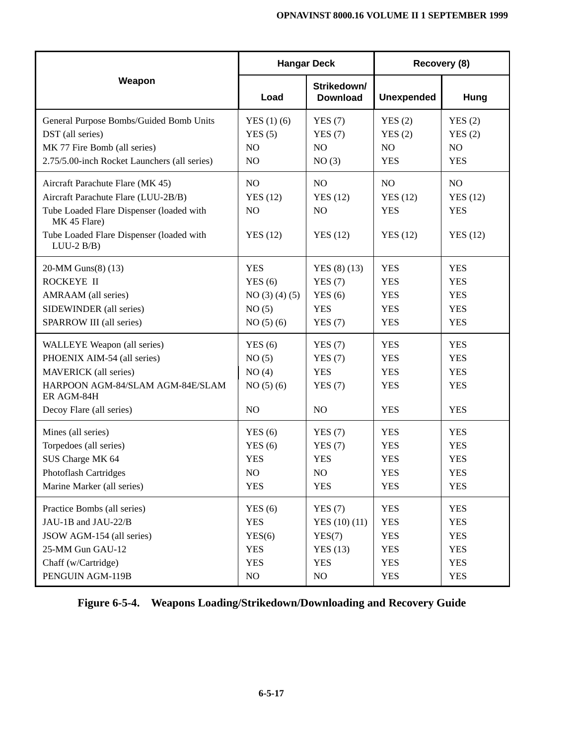| Weapon | Hangar Deck | | Recovery (8) | |
|---|---|---|---|---|
| | Load | Strikedown/ Download | Unexpended | Hung |
| General Purpose Bombs/Guided Bomb Units | YES (1) (6) | YES (7) | YES (2) | YES (2) |
| DST (all series) | YES (5) | YES (7) | YES (2) | YES (2) |
| MK 77 Fire Bomb (all series) | NO | NO | NO | NO |
| 2.75/5.00-inch Rocket Launchers (all series) | NO | NO (3) | YES | YES |
| Aircraft Parachute Flare (MK 45) | NO | NO | NO | NO |
| Aircraft Parachute Flare (LUU-2B/B) | YES (12) | YES (12) | YES (12) | YES (12) |
| Tube Loaded Flare Dispenser (loaded with MK 45 Flare) | NO | NO | YES | YES |
| Tube Loaded Flare Dispenser (loaded with LUU-2 B/B) | YES (12) | YES (12) | YES (12) | YES (12) |
| 20-MM Guns(8) (13) | YES | YES (8) (13) | YES | YES |
| ROCKEYE II | YES (6) | YES (7) | YES | YES |
| AMRAAM (all series) | NO (3) (4) (5) | YES (6) | YES | YES |
| SIDEWINDER (all series) | NO (5) | YES | YES | YES |
| SPARROW III (all series) | NO (5) (6) | YES (7) | YES | YES |
| WALLEYE Weapon (all series) | YES (6) | YES (7) | YES | YES |
| PHOENIX AIM-54 (all series) | NO (5) | YES (7) | YES | YES |
| MAVERICK (all series) | NO (4) | YES | YES | YES |
| HARPOON AGM-84/SLAM AGM-84E/SLAM ER AGM-84H | NO (5) (6) | YES (7) | YES | YES |
| Decoy Flare (all series) | NO | NO | YES | YES |
| Mines (all series) | YES (6) | YES (7) | YES | YES |
| Torpedoes (all series) | YES (6) | YES (7) | YES | YES |
| SUS Charge MK 64 | YES | YES | YES | YES |
| Photoflash Cartridges | NO | NO | YES | YES |
| Marine Marker (all series) | YES | YES | YES | YES |
| Practice Bombs (all series) | YES (6) | YES (7) | YES | YES |
| JAU-1B and JAU-22/B | YES | YES (10) (11) | YES | YES |
| JSOW AGM-154 (all series) | YES(6) | YES(7) | YES | YES |
| 25-MM Gun GAU-12 | YES | YES (13) | YES | YES |
| Chaff (w/Cartridge) | YES | YES | YES | YES |
| PENGUIN AGM-119B | NO | NO | YES | YES |

**Figure 6-5-4. Weapons Loading/Strikedown/Downloading and Recovery Guide**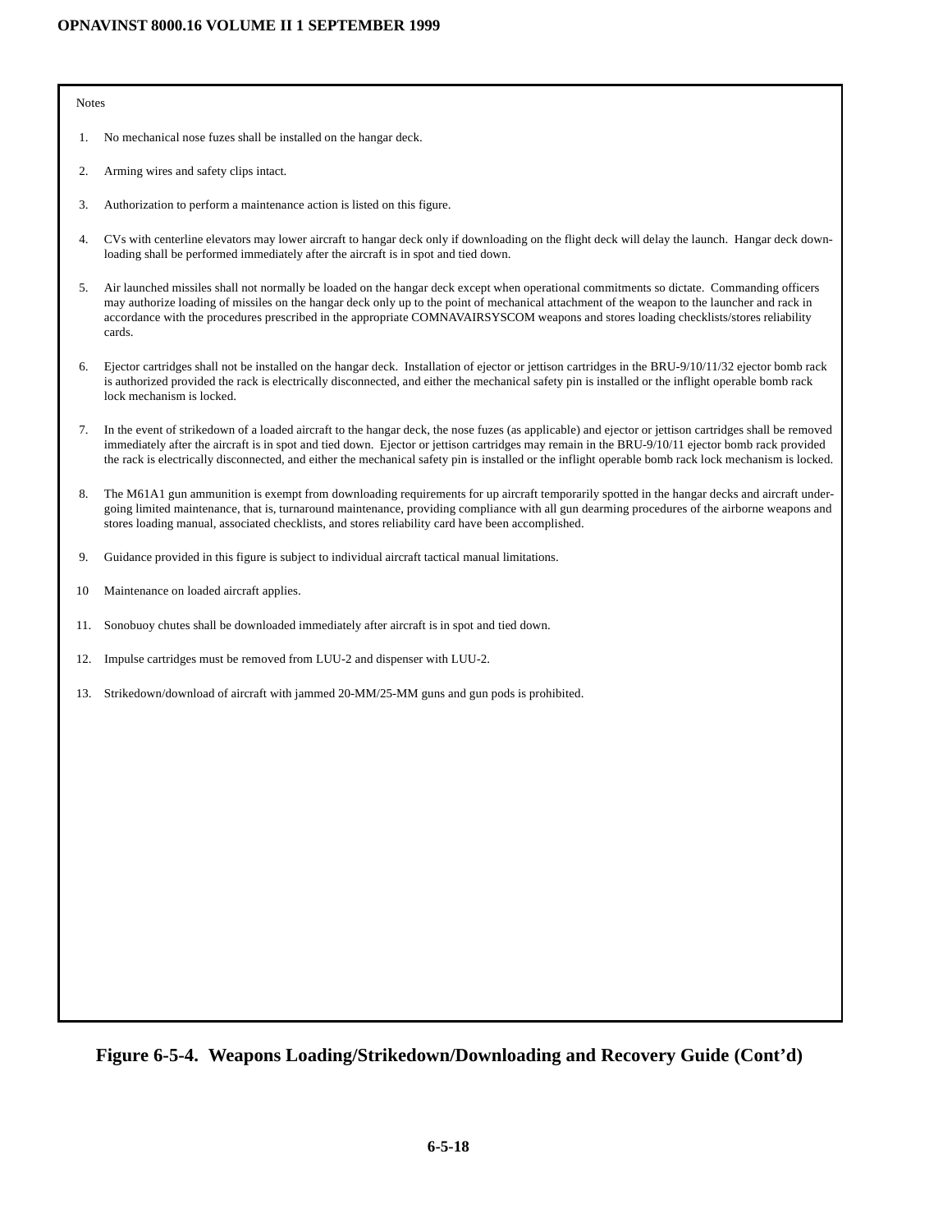Notes

1. No mechanical nose fuzes shall be installed on the hangar deck.

2. Arming wires and safety clips intact.

3. Authorization to perform a maintenance action is listed on this figure.

4. CVs with centerline elevators may lower aircraft to hangar deck only if downloading on the flight deck will delay the launch. Hangar deck downloading shall be performed immediately after the aircraft is in spot and tied down.

5. Air launched missiles shall not normally be loaded on the hangar deck except when operational commitments so dictate. Commanding officers may authorize loading of missiles on the hangar deck only up to the point of mechanical attachment of the weapon to the launcher and rack in accordance with the procedures prescribed in the appropriate COMNAVAIRSYSCOM weapons and stores loading checklists/stores reliability cards.

6. Ejector cartridges shall not be installed on the hangar deck. Installation of ejector or jettison cartridges in the BRU-9/10/11/32 ejector bomb rack is authorized provided the rack is electrically disconnected, and either the mechanical safety pin is installed or the inflight operable bomb rack lock mechanism is locked.

7. In the event of strikedown of a loaded aircraft to the hangar deck, the nose fuzes (as applicable) and ejector or jettison cartridges shall be removed immediately after the aircraft is in spot and tied down. Ejector or jettison cartridges may remain in the BRU-9/10/11 ejector bomb rack provided the rack is electrically disconnected, and either the mechanical safety pin is installed or the inflight operable bomb rack lock mechanism is locked.

8. The M61A1 gun ammunition is exempt from downloading requirements for up aircraft temporarily spotted in the hangar decks and aircraft undergoing limited maintenance, that is, turnaround maintenance, providing compliance with all gun dearming procedures of the airborne weapons and stores loading manual, associated checklists, and stores reliability card have been accomplished.

9. Guidance provided in this figure is subject to individual aircraft tactical manual limitations.

10. Maintenance on loaded aircraft applies.

11. Sonobuoy chutes shall be downloaded immediately after aircraft is in spot and tied down.

12. Impulse cartridges must be removed from LUU-2 and dispenser with LUU-2.

13. Strikedown/download of aircraft with jammed 20-MM/25-MM guns and gun pods is prohibited.

**Figure 6-5-4. Weapons Loading/Strikedown/Downloading and Recovery Guide (Cont'd)**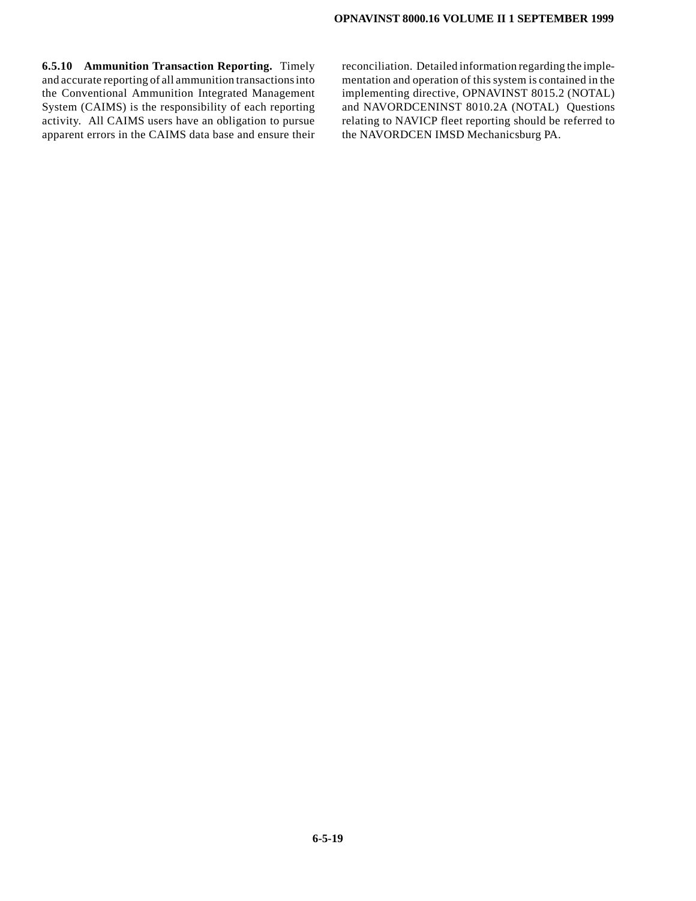**6.5.10 Ammunition Transaction Reporting.** Timely and accurate reporting of all ammunition transactions into the Conventional Ammunition Integrated Management System (CAIMS) is the responsibility of each reporting activity. All CAIMS users have an obligation to pursue apparent errors in the CAIMS data base and ensure their reconciliation. Detailed information regarding the implementation and operation of this system is contained in the implementing directive, OPNAVINST 8015.2 (NOTAL) and NAVORDCENINST 8010.2A (NOTAL) Questions relating to NAVICP fleet reporting should be referred to the NAVORDCEN IMSD Mechanicsburg PA.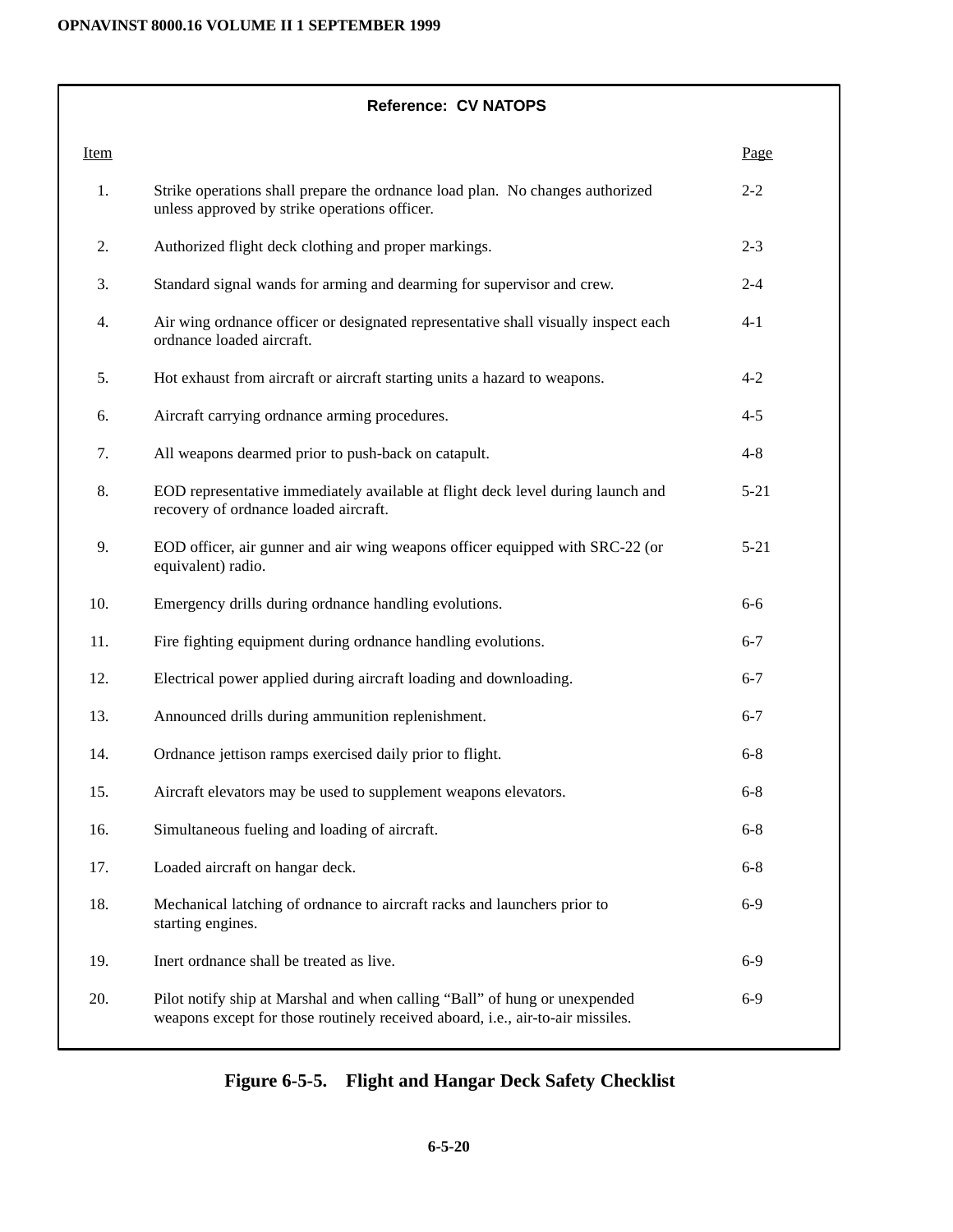**Reference: CV NATOPS**

| Item | | Page |
|---|---|---|
| 1. | Strike operations shall prepare the ordnance load plan. No changes authorized unless approved by strike operations officer. | 2-2 |
| 2. | Authorized flight deck clothing and proper markings. | 2-3 |
| 3. | Standard signal wands for arming and dearming for supervisor and crew. | 2-4 |
| 4. | Air wing ordnance officer or designated representative shall visually inspect each ordnance loaded aircraft. | 4-1 |
| 5. | Hot exhaust from aircraft or aircraft starting units a hazard to weapons. | 4-2 |
| 6. | Aircraft carrying ordnance arming procedures. | 4-5 |
| 7. | All weapons dearmed prior to push-back on catapult. | 4-8 |
| 8. | EOD representative immediately available at flight deck level during launch and recovery of ordnance loaded aircraft. | 5-21 |
| 9. | EOD officer, air gunner and air wing weapons officer equipped with SRC-22 (or equivalent) radio. | 5-21 |
| 10. | Emergency drills during ordnance handling evolutions. | 6-6 |
| 11. | Fire fighting equipment during ordnance handling evolutions. | 6-7 |
| 12. | Electrical power applied during aircraft loading and downloading. | 6-7 |
| 13. | Announced drills during ammunition replenishment. | 6-7 |
| 14. | Ordnance jettison ramps exercised daily prior to flight. | 6-8 |
| 15. | Aircraft elevators may be used to supplement weapons elevators. | 6-8 |
| 16. | Simultaneous fueling and loading of aircraft. | 6-8 |
| 17. | Loaded aircraft on hangar deck. | 6-8 |
| 18. | Mechanical latching of ordnance to aircraft racks and launchers prior to starting engines. | 6-9 |
| 19. | Inert ordnance shall be treated as live. | 6-9 |
| 20. | Pilot notify ship at Marshal and when calling “Ball” of hung or unexpended weapons except for those routinely received aboard, i.e., air-to-air missiles. | 6-9 |

**Figure 6-5-5. Flight and Hangar Deck Safety Checklist**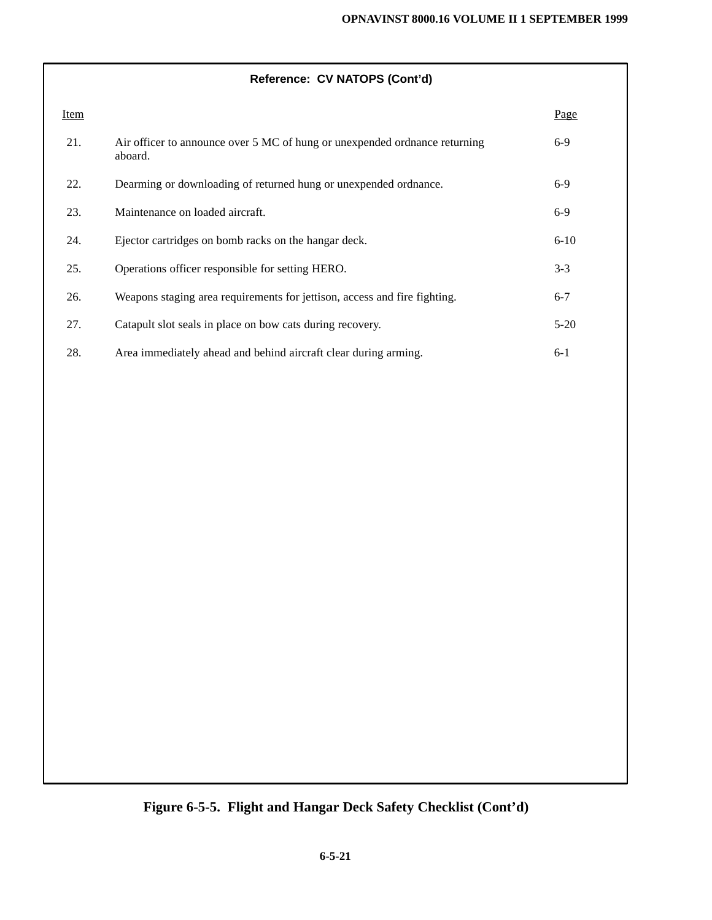**Reference: CV NATOPS (Cont'd)**

| Item | | Page |
|---|---|---|
| 21. | Air officer to announce over 5 MC of hung or unexpended ordnance returning aboard. | 6-9 |
| 22. | Dearming or downloading of returned hung or unexpended ordnance. | 6-9 |
| 23. | Maintenance on loaded aircraft. | 6-9 |
| 24. | Ejector cartridges on bomb racks on the hangar deck. | 6-10 |
| 25. | Operations officer responsible for setting HERO. | 3-3 |
| 26. | Weapons staging area requirements for jettison, access and fire fighting. | 6-7 |
| 27. | Catapult slot seals in place on bow cats during recovery. | 5-20 |
| 28. | Area immediately ahead and behind aircraft clear during arming. | 6-1 |

**Figure 6-5-5. Flight and Hangar Deck Safety Checklist (Cont'd)**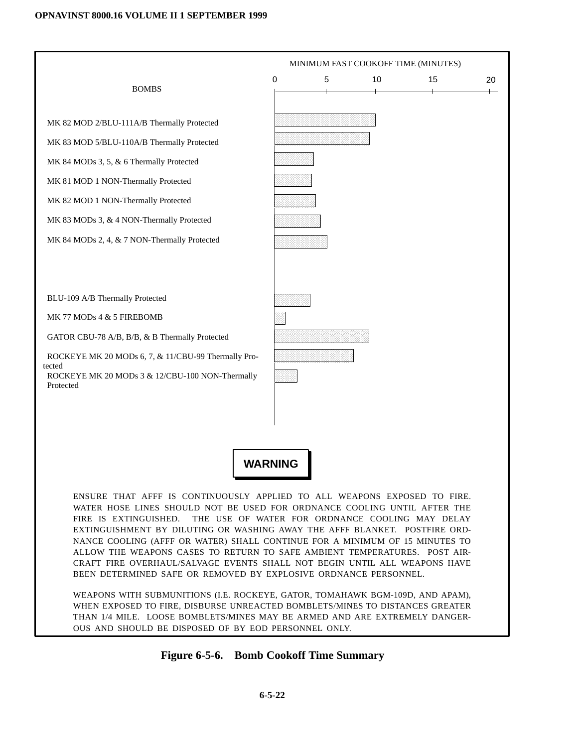MINIMUM FAST COOKOFF TIME (MINUTES)

| BOMBS | Approximate minimum fast cookoff time (minutes), read from chart (axis 0–20) |
| --- | --- |
| MK 82 MOD 2/BLU-111A/B Thermally Protected | ~10 |
| MK 83 MOD 5/BLU-110A/B Thermally Protected | ~9.5 |
| MK 84 MODs 3, 5, & 6 Thermally Protected | ~4 |
| MK 81 MOD 1 NON-Thermally Protected | ~3.5 |
| MK 82 MOD 1 NON-Thermally Protected | ~4 |
| MK 83 MODs 3, & 4 NON-Thermally Protected | ~4.5 |
| MK 84 MODs 2, 4, & 7 NON-Thermally Protected | ~5 |
| BLU-109 A/B Thermally Protected | ~3.5 |
| MK 77 MODs 4 & 5 FIREBOMB | ~1 |
| GATOR CBU-78 A/B, B/B, & B Thermally Protected | ~9.5 |
| ROCKEYE MK 20 MODs 6, 7, & 11/CBU-99 Thermally Protected | ~8 |
| ROCKEYE MK 20 MODs 3 & 12/CBU-100 NON-Thermally Protected | ~2 |

**WARNING**

ENSURE THAT AFFF IS CONTINUOUSLY APPLIED TO ALL WEAPONS EXPOSED TO FIRE. WATER HOSE LINES SHOULD NOT BE USED FOR ORDNANCE COOLING UNTIL AFTER THE FIRE IS EXTINGUISHED. THE USE OF WATER FOR ORDNANCE COOLING MAY DELAY EXTINGUISHMENT BY DILUTING OR WASHING AWAY THE AFFF BLANKET. POSTFIRE ORDNANCE COOLING (AFFF OR WATER) SHALL CONTINUE FOR A MINIMUM OF 15 MINUTES TO ALLOW THE WEAPONS CASES TO RETURN TO SAFE AMBIENT TEMPERATURES. POST AIRCRAFT FIRE OVERHAUL/SALVAGE EVENTS SHALL NOT BEGIN UNTIL ALL WEAPONS HAVE BEEN DETERMINED SAFE OR REMOVED BY EXPLOSIVE ORDNANCE PERSONNEL.

WEAPONS WITH SUBMUNITIONS (I.E. ROCKEYE, GATOR, TOMAHAWK BGM-109D, AND APAM), WHEN EXPOSED TO FIRE, DISBURSE UNREACTED BOMBLETS/MINES TO DISTANCES GREATER THAN 1/4 MILE. LOOSE BOMBLETS/MINES MAY BE ARMED AND ARE EXTREMELY DANGEROUS AND SHOULD BE DISPOSED OF BY EOD PERSONNEL ONLY.

**Figure 6-5-6. Bomb Cookoff Time Summary**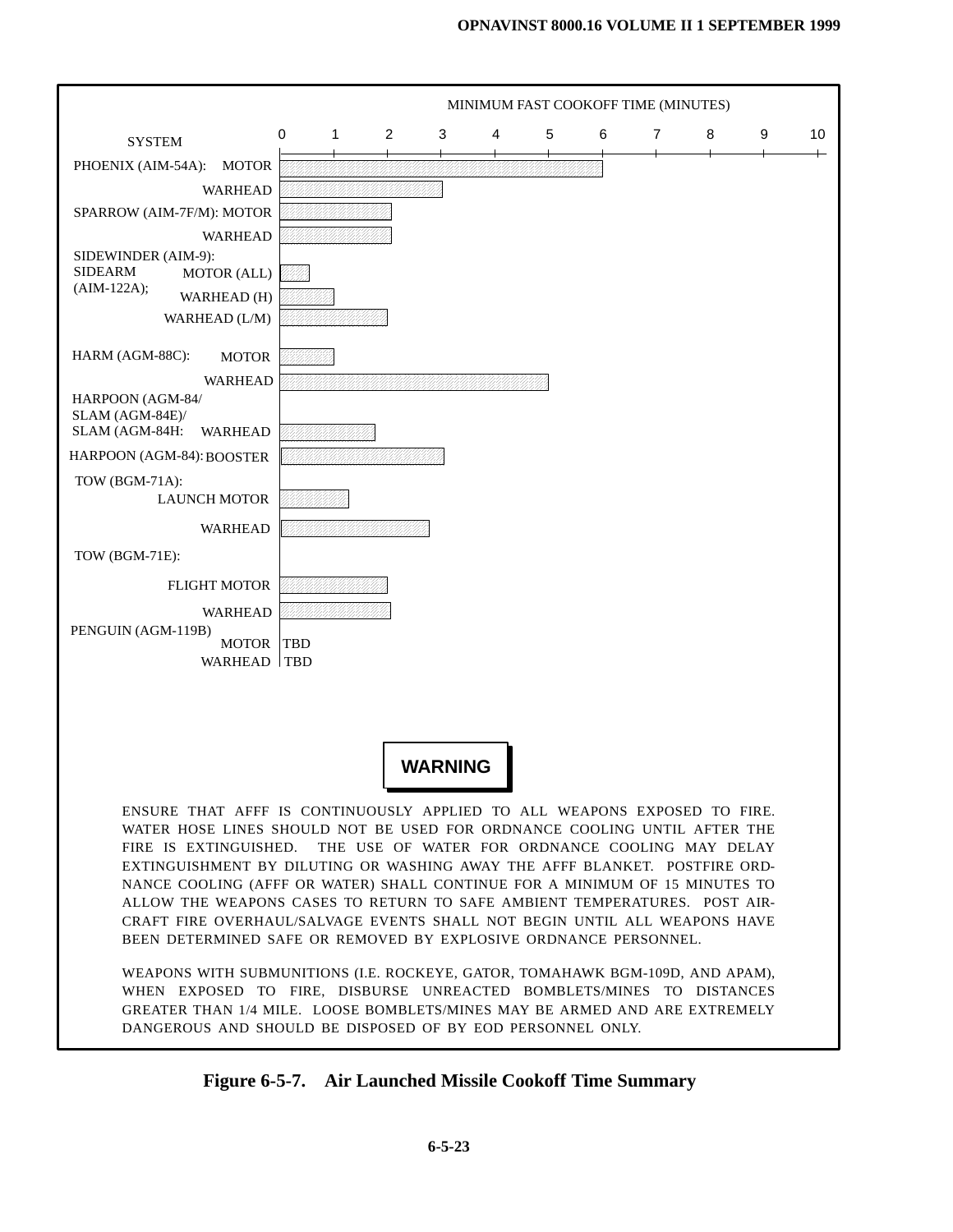**MINIMUM FAST COOKOFF TIME (MINUTES)**

| SYSTEM | | Minimum Fast Cookoff Time (minutes, approx.) |
|---|---|---|
| PHOENIX (AIM-54A): | MOTOR | 6 |
| | WARHEAD | 3 |
| SPARROW (AIM-7F/M): | MOTOR | 2 |
| | WARHEAD | 2 |
| SIDEWINDER (AIM-9): SIDEARM (AIM-122A); | MOTOR (ALL) | 0.5 |
| | WARHEAD (H) | 1 |
| | WARHEAD (L/M) | 2 |
| HARM (AGM-88C): | MOTOR | 1 |
| | WARHEAD | 5 |
| HARPOON (AGM-84/ SLAM (AGM-84E)/ SLAM (AGM-84H: | WARHEAD | 1.75 |
| HARPOON (AGM-84): | BOOSTER | 3 |
| TOW (BGM-71A): | LAUNCH MOTOR | 1.25 |
| | WARHEAD | 2.75 |
| TOW (BGM-71E): | FLIGHT MOTOR | 2 |
| | WARHEAD | 2 |
| PENGUIN (AGM-119B) | MOTOR | TBD |
| | WARHEAD | TBD |

**WARNING**

ENSURE THAT AFFF IS CONTINUOUSLY APPLIED TO ALL WEAPONS EXPOSED TO FIRE. WATER HOSE LINES SHOULD NOT BE USED FOR ORDNANCE COOLING UNTIL AFTER THE FIRE IS EXTINGUISHED. THE USE OF WATER FOR ORDNANCE COOLING MAY DELAY EXTINGUISHMENT BY DILUTING OR WASHING AWAY THE AFFF BLANKET. POSTFIRE ORDNANCE COOLING (AFFF OR WATER) SHALL CONTINUE FOR A MINIMUM OF 15 MINUTES TO ALLOW THE WEAPONS CASES TO RETURN TO SAFE AMBIENT TEMPERATURES. POST AIRCRAFT FIRE OVERHAUL/SALVAGE EVENTS SHALL NOT BEGIN UNTIL ALL WEAPONS HAVE BEEN DETERMINED SAFE OR REMOVED BY EXPLOSIVE ORDNANCE PERSONNEL.

WEAPONS WITH SUBMUNITIONS (I.E. ROCKEYE, GATOR, TOMAHAWK BGM-109D, AND APAM), WHEN EXPOSED TO FIRE, DISBURSE UNREACTED BOMBLETS/MINES TO DISTANCES GREATER THAN 1/4 MILE. LOOSE BOMBLETS/MINES MAY BE ARMED AND ARE EXTREMELY DANGEROUS AND SHOULD BE DISPOSED OF BY EOD PERSONNEL ONLY.

**Figure 6-5-7. Air Launched Missile Cookoff Time Summary**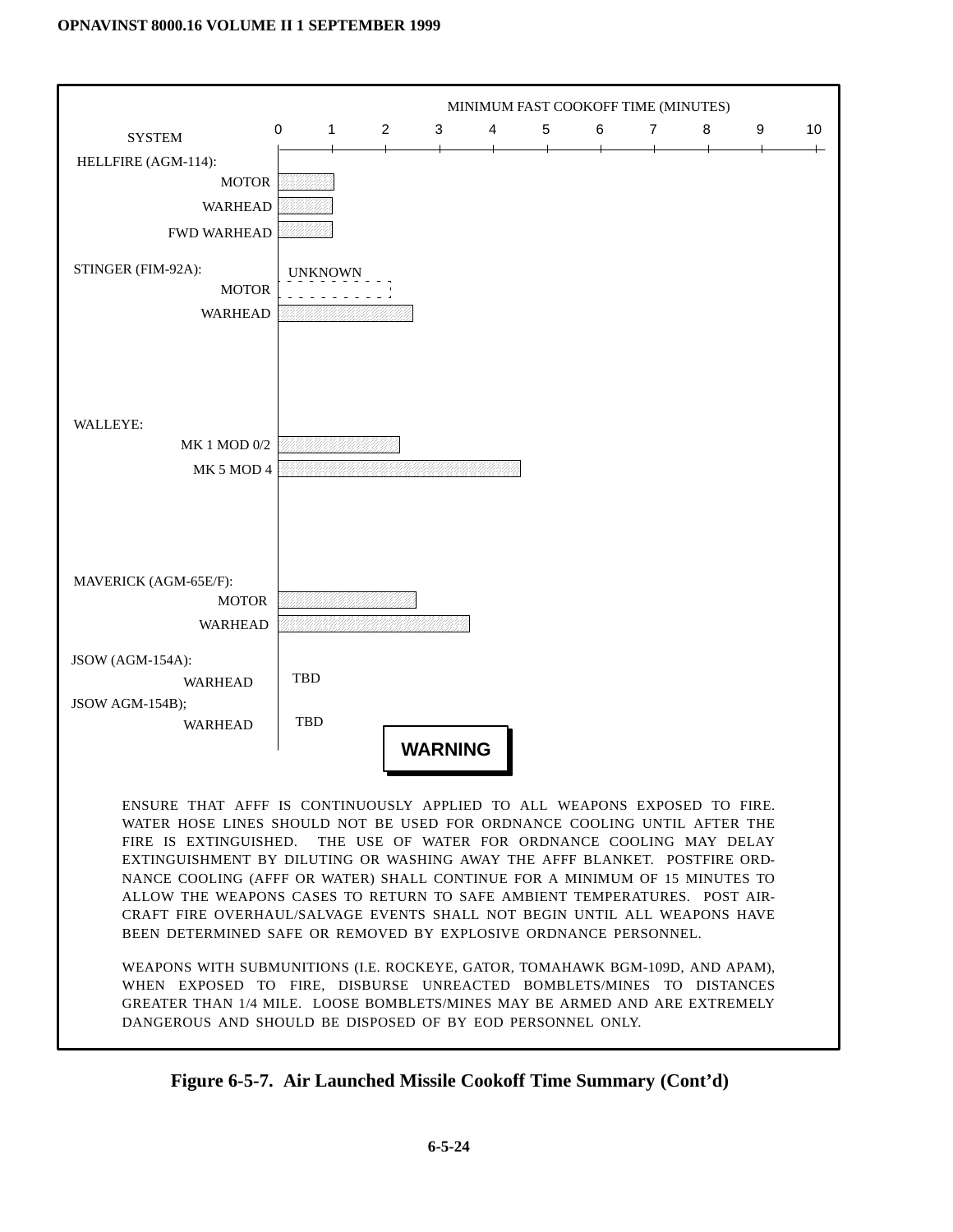| SYSTEM | MINIMUM FAST COOKOFF TIME (MINUTES) |
|---|---|
| **HELLFIRE (AGM-114):** | |
| MOTOR | 1 |
| WARHEAD | 1 |
| FWD WARHEAD | 1 |
| **STINGER (FIM-92A):** | |
| MOTOR | UNKNOWN |
| WARHEAD | 2.5 |
| **WALLEYE:** | |
| MK 1 MOD 0/2 | 2.25 |
| MK 5 MOD 4 | 4.5 |
| **MAVERICK (AGM-65E/F):** | |
| MOTOR | 2.5 |
| WARHEAD | 3.5 |
| **JSOW (AGM-154A):** | |
| WARHEAD | TBD |
| **JSOW AGM-154B);** | |
| WARHEAD | TBD |

**WARNING**

ENSURE THAT AFFF IS CONTINUOUSLY APPLIED TO ALL WEAPONS EXPOSED TO FIRE. WATER HOSE LINES SHOULD NOT BE USED FOR ORDNANCE COOLING UNTIL AFTER THE FIRE IS EXTINGUISHED. THE USE OF WATER FOR ORDNANCE COOLING MAY DELAY EXTINGUISHMENT BY DILUTING OR WASHING AWAY THE AFFF BLANKET. POSTFIRE ORDNANCE COOLING (AFFF OR WATER) SHALL CONTINUE FOR A MINIMUM OF 15 MINUTES TO ALLOW THE WEAPONS CASES TO RETURN TO SAFE AMBIENT TEMPERATURES. POST AIRCRAFT FIRE OVERHAUL/SALVAGE EVENTS SHALL NOT BEGIN UNTIL ALL WEAPONS HAVE BEEN DETERMINED SAFE OR REMOVED BY EXPLOSIVE ORDNANCE PERSONNEL.

WEAPONS WITH SUBMUNITIONS (I.E. ROCKEYE, GATOR, TOMAHAWK BGM-109D, AND APAM), WHEN EXPOSED TO FIRE, DISBURSE UNREACTED BOMBLETS/MINES TO DISTANCES GREATER THAN 1/4 MILE. LOOSE BOMBLETS/MINES MAY BE ARMED AND ARE EXTREMELY DANGEROUS AND SHOULD BE DISPOSED OF BY EOD PERSONNEL ONLY.

**Figure 6-5-7. Air Launched Missile Cookoff Time Summary (Cont'd)**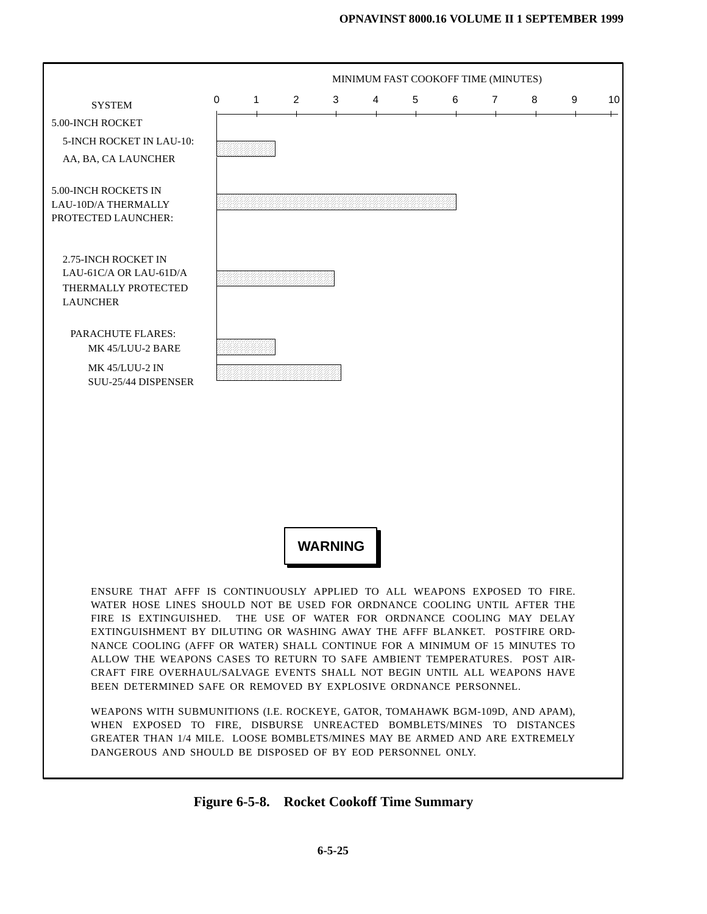MINIMUM FAST COOKOFF TIME (MINUTES)

SYSTEM

0 1 2 3 4 5 6 7 8 9 10

5.00-INCH ROCKET

5-INCH ROCKET IN LAU-10:
AA, BA, CA LAUNCHER

5.00-INCH ROCKETS IN
LAU-10D/A THERMALLY
PROTECTED LAUNCHER:

2.75-INCH ROCKET IN
LAU-61C/A OR LAU-61D/A
THERMALLY PROTECTED
LAUNCHER

PARACHUTE FLARES:
MK 45/LUU-2 BARE

MK 45/LUU-2 IN
SUU-25/44 DISPENSER

**WARNING**

ENSURE THAT AFFF IS CONTINUOUSLY APPLIED TO ALL WEAPONS EXPOSED TO FIRE. WATER HOSE LINES SHOULD NOT BE USED FOR ORDNANCE COOLING UNTIL AFTER THE FIRE IS EXTINGUISHED. THE USE OF WATER FOR ORDNANCE COOLING MAY DELAY EXTINGUISHMENT BY DILUTING OR WASHING AWAY THE AFFF BLANKET. POSTFIRE ORDNANCE COOLING (AFFF OR WATER) SHALL CONTINUE FOR A MINIMUM OF 15 MINUTES TO ALLOW THE WEAPONS CASES TO RETURN TO SAFE AMBIENT TEMPERATURES. POST AIRCRAFT FIRE OVERHAUL/SALVAGE EVENTS SHALL NOT BEGIN UNTIL ALL WEAPONS HAVE BEEN DETERMINED SAFE OR REMOVED BY EXPLOSIVE ORDNANCE PERSONNEL.

WEAPONS WITH SUBMUNITIONS (I.E. ROCKEYE, GATOR, TOMAHAWK BGM-109D, AND APAM), WHEN EXPOSED TO FIRE, DISBURSE UNREACTED BOMBLETS/MINES TO DISTANCES GREATER THAN 1/4 MILE. LOOSE BOMBLETS/MINES MAY BE ARMED AND ARE EXTREMELY DANGEROUS AND SHOULD BE DISPOSED OF BY EOD PERSONNEL ONLY.

**Figure 6-5-8. Rocket Cookoff Time Summary**